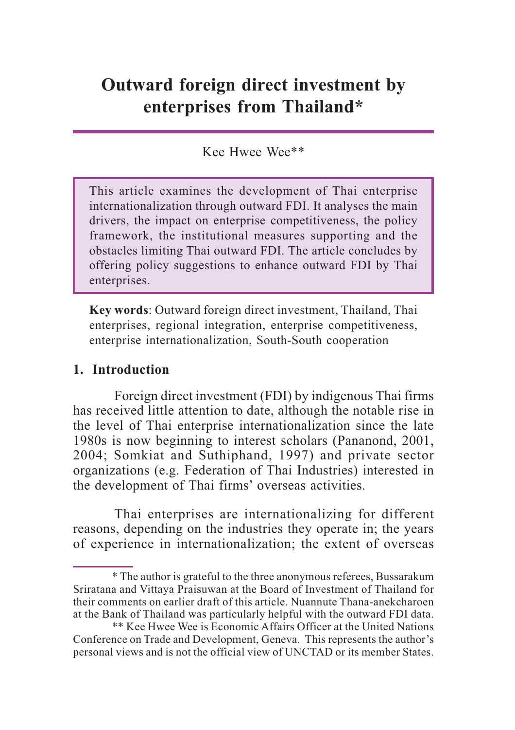# Outward foreign direct investment by enterprises from Thailand*

Kee Hwee Wee**

> This article examines the development of Thai enterprise internationalization through outward FDI. It analyses the main drivers, the impact on enterprise competitiveness, the policy framework, the institutional measures supporting and the obstacles limiting Thai outward FDI. The article concludes by offering policy suggestions to enhance outward FDI by Thai enterprises.

**Key words**: Outward foreign direct investment, Thailand, Thai enterprises, regional integration, enterprise competitiveness, enterprise internationalization, South-South cooperation

## 1. Introduction

Foreign direct investment (FDI) by indigenous Thai firms has received little attention to date, although the notable rise in the level of Thai enterprise internationalization since the late 1980s is now beginning to interest scholars (Pananond, 2001, 2004; Somkiat and Suthiphand, 1997) and private sector organizations (e.g. Federation of Thai Industries) interested in the development of Thai firms' overseas activities.

Thai enterprises are internationalizing for different reasons, depending on the industries they operate in; the years of experience in internationalization; the extent of overseas

---

* The author is grateful to the three anonymous referees, Bussarakum Sriratana and Vittaya Praisuwan at the Board of Investment of Thailand for their comments on earlier draft of this article. Nuannute Thana-anekcharoen at the Bank of Thailand was particularly helpful with the outward FDI data.

** Kee Hwee Wee is Economic Affairs Officer at the United Nations Conference on Trade and Development, Geneva. This represents the author's personal views and is not the official view of UNCTAD or its member States.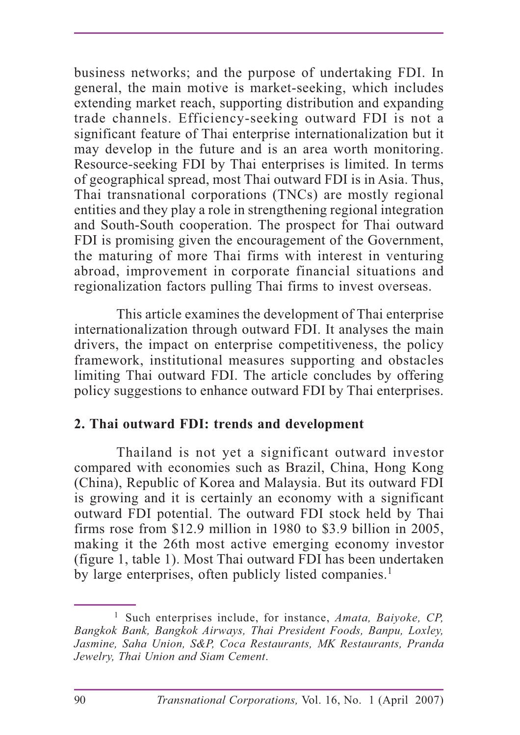business networks; and the purpose of undertaking FDI. In general, the main motive is market-seeking, which includes extending market reach, supporting distribution and expanding trade channels. Efficiency-seeking outward FDI is not a significant feature of Thai enterprise internationalization but it may develop in the future and is an area worth monitoring. Resource-seeking FDI by Thai enterprises is limited. In terms of geographical spread, most Thai outward FDI is in Asia. Thus, Thai transnational corporations (TNCs) are mostly regional entities and they play a role in strengthening regional integration and South-South cooperation. The prospect for Thai outward FDI is promising given the encouragement of the Government, the maturing of more Thai firms with interest in venturing abroad, improvement in corporate financial situations and regionalization factors pulling Thai firms to invest overseas.

This article examines the development of Thai enterprise internationalization through outward FDI. It analyses the main drivers, the impact on enterprise competitiveness, the policy framework, institutional measures supporting and obstacles limiting Thai outward FDI. The article concludes by offering policy suggestions to enhance outward FDI by Thai enterprises.

## 2. Thai outward FDI: trends and development

Thailand is not yet a significant outward investor compared with economies such as Brazil, China, Hong Kong (China), Republic of Korea and Malaysia. But its outward FDI is growing and it is certainly an economy with a significant outward FDI potential. The outward FDI stock held by Thai firms rose from $12.9 million in 1980 to $3.9 billion in 2005, making it the 26th most active emerging economy investor (figure 1, table 1). Most Thai outward FDI has been undertaken by large enterprises, often publicly listed companies.[1]

---

[1] Such enterprises include, for instance, *Amata, Baiyoke, CP, Bangkok Bank, Bangkok Airways, Thai President Foods, Banpu, Loxley, Jasmine, Saha Union, S&P, Coca Restaurants, MK Restaurants, Pranda Jewelry, Thai Union and Siam Cement*.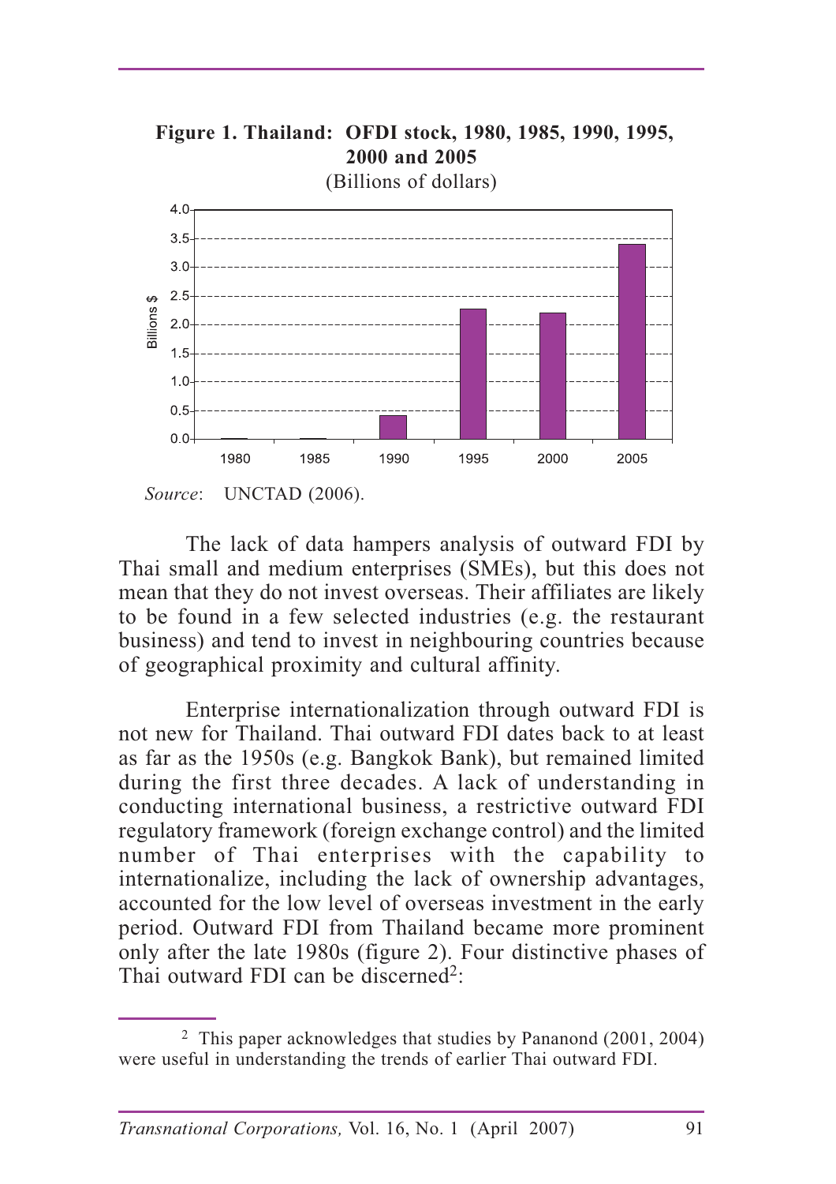**Figure 1. Thailand: OFDI stock, 1980, 1985, 1990, 1995, 2000 and 2005**
(Billions of dollars)

*Source*: UNCTAD (2006).

The lack of data hampers analysis of outward FDI by Thai small and medium enterprises (SMEs), but this does not mean that they do not invest overseas. Their affiliates are likely to be found in a few selected industries (e.g. the restaurant business) and tend to invest in neighbouring countries because of geographical proximity and cultural affinity.

Enterprise internationalization through outward FDI is not new for Thailand. Thai outward FDI dates back to at least as far as the 1950s (e.g. Bangkok Bank), but remained limited during the first three decades. A lack of understanding in conducting international business, a restrictive outward FDI regulatory framework (foreign exchange control) and the limited number of Thai enterprises with the capability to internationalize, including the lack of ownership advantages, accounted for the low level of overseas investment in the early period. Outward FDI from Thailand became more prominent only after the late 1980s (figure 2). Four distinctive phases of Thai outward FDI can be discerned[2]:

---

[2] This paper acknowledges that studies by Pananond (2001, 2004) were useful in understanding the trends of earlier Thai outward FDI.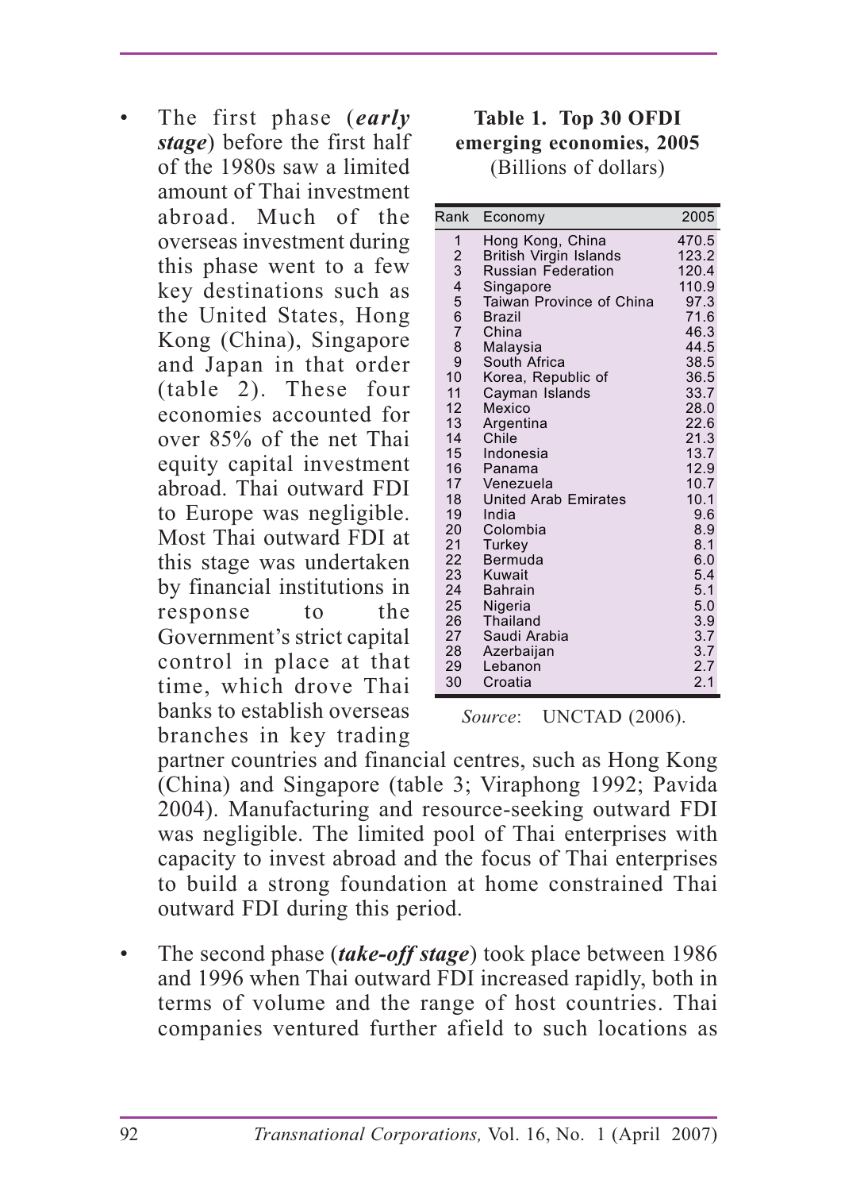- The first phase (***early stage***) before the first half of the 1980s saw a limited amount of Thai investment abroad. Much of the overseas investment during this phase went to a few key destinations such as the United States, Hong Kong (China), Singapore and Japan in that order (table 2). These four economies accounted for over 85% of the net Thai equity capital investment abroad. Thai outward FDI to Europe was negligible. Most Thai outward FDI at this stage was undertaken by financial institutions in response to the Government's strict capital control in place at that time, which drove Thai banks to establish overseas branches in key trading partner countries and financial centres, such as Hong Kong (China) and Singapore (table 3; Viraphong 1992; Pavida 2004). Manufacturing and resource-seeking outward FDI was negligible. The limited pool of Thai enterprises with capacity to invest abroad and the focus of Thai enterprises to build a strong foundation at home constrained Thai outward FDI during this period.

**Table 1. Top 30 OFDI emerging economies, 2005**
(Billions of dollars)

| Rank | Economy | 2005 |
|---|---|---|
| 1 | Hong Kong, China | 470.5 |
| 2 | British Virgin Islands | 123.2 |
| 3 | Russian Federation | 120.4 |
| 4 | Singapore | 110.9 |
| 5 | Taiwan Province of China | 97.3 |
| 6 | Brazil | 71.6 |
| 7 | China | 46.3 |
| 8 | Malaysia | 44.5 |
| 9 | South Africa | 38.5 |
| 10 | Korea, Republic of | 36.5 |
| 11 | Cayman Islands | 33.7 |
| 12 | Mexico | 28.0 |
| 13 | Argentina | 22.6 |
| 14 | Chile | 21.3 |
| 15 | Indonesia | 13.7 |
| 16 | Panama | 12.9 |
| 17 | Venezuela | 10.7 |
| 18 | United Arab Emirates | 10.1 |
| 19 | India | 9.6 |
| 20 | Colombia | 8.9 |
| 21 | Turkey | 8.1 |
| 22 | Bermuda | 6.0 |
| 23 | Kuwait | 5.4 |
| 24 | Bahrain | 5.1 |
| 25 | Nigeria | 5.0 |
| 26 | Thailand | 3.9 |
| 27 | Saudi Arabia | 3.7 |
| 28 | Azerbaijan | 3.7 |
| 29 | Lebanon | 2.7 |
| 30 | Croatia | 2.1 |

*Source*: UNCTAD (2006).

- The second phase (***take-off stage***) took place between 1986 and 1996 when Thai outward FDI increased rapidly, both in terms of volume and the range of host countries. Thai companies ventured further afield to such locations as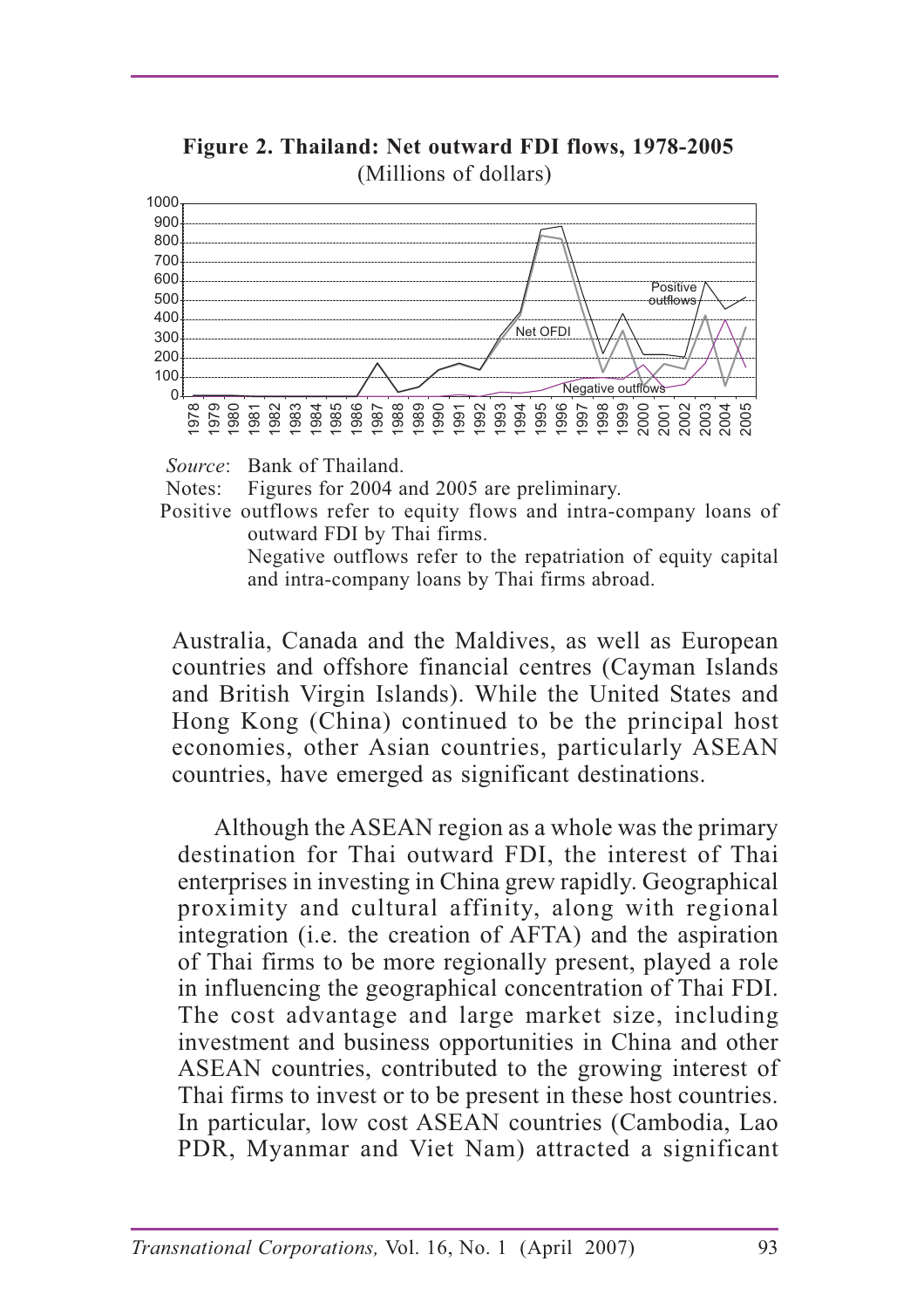**Figure 2. Thailand: Net outward FDI flows, 1978-2005**
(Millions of dollars)

*Source*: Bank of Thailand.

Notes: Figures for 2004 and 2005 are preliminary.

Positive outflows refer to equity flows and intra-company loans of outward FDI by Thai firms.

Negative outflows refer to the repatriation of equity capital and intra-company loans by Thai firms abroad.

Australia, Canada and the Maldives, as well as European countries and offshore financial centres (Cayman Islands and British Virgin Islands). While the United States and Hong Kong (China) continued to be the principal host economies, other Asian countries, particularly ASEAN countries, have emerged as significant destinations.

Although the ASEAN region as a whole was the primary destination for Thai outward FDI, the interest of Thai enterprises in investing in China grew rapidly. Geographical proximity and cultural affinity, along with regional integration (i.e. the creation of AFTA) and the aspiration of Thai firms to be more regionally present, played a role in influencing the geographical concentration of Thai FDI. The cost advantage and large market size, including investment and business opportunities in China and other ASEAN countries, contributed to the growing interest of Thai firms to invest or to be present in these host countries. In particular, low cost ASEAN countries (Cambodia, Lao PDR, Myanmar and Viet Nam) attracted a significant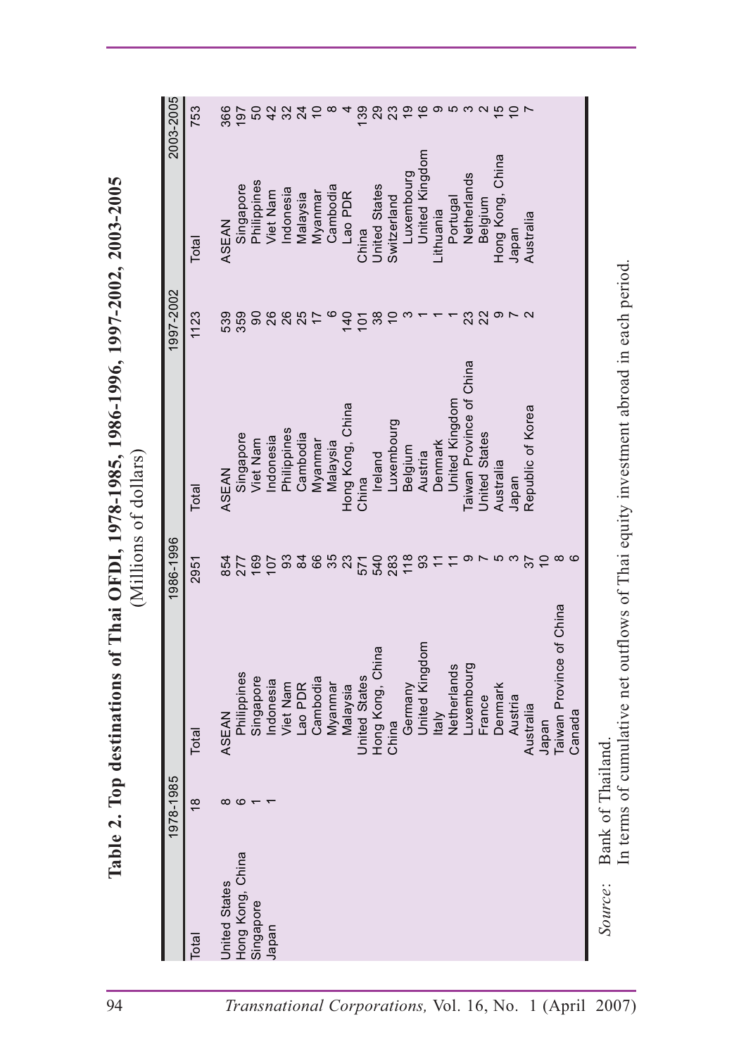**Table 2. Top destinations of Thai OFDI, 1978-1985, 1986-1996, 1997-2002, 2003-2005**

(Millions of dollars)

| 1978-1985 | | 1986-1996 | | 1997-2002 | | 2003-2005 | |
|---|---|---|---|---|---|---|---|
| Total | 18 | Total | 2951 | Total | 1123 | Total | 753 |
| United States | 8 | ASEAN | 854 | ASEAN | 539 | ASEAN | 366 |
| Hong Kong, China | 6 | Philippines | 277 | Singapore | 359 | Singapore | 197 |
| Singapore | 1 | Singapore | 169 | Viet Nam | 90 | Philippines | 50 |
| Japan | 1 | Indonesia | 107 | Indonesia | 26 | Viet Nam | 42 |
| | | Viet Nam | 93 | Philippines | 26 | Indonesia | 32 |
| | | Lao PDR | 84 | Cambodia | 25 | Malaysia | 24 |
| | | Cambodia | 66 | Myanmar | 17 | Myanmar | 10 |
| | | Myanmar | 35 | Malaysia | 6 | Cambodia | 8 |
| | | Malaysia | 23 | Hong Kong, China | 140 | Lao PDR | 4 |
| | | United States | 571 | China | 101 | China | 139 |
| | | Hong Kong, China | 540 | Ireland | 38 | United States | 29 |
| | | China | 283 | Luxembourg | 10 | Switzerland | 23 |
| | | Germany | 118 | Belgium | 3 | Luxembourg | 19 |
| | | United Kingdom | 93 | Austria | 1 | United Kingdom | 16 |
| | | Italy | 11 | Denmark | 1 | Lithuania | 9 |
| | | Netherlands | 11 | United Kingdom | 1 | Portugal | 5 |
| | | Luxembourg | 9 | Taiwan Province of China | 23 | Netherlands | 3 |
| | | France | 7 | United States | 22 | Belgium | 2 |
| | | Denmark | 5 | Australia | 9 | Hong Kong, China | 15 |
| | | Austria | 3 | Japan | 7 | Japan | 10 |
| | | Australia | 37 | Republic of Korea | 2 | Australia | 7 |
| | | Japan | 10 | | | | |
| | | Taiwan Province of China | 8 | | | | |
| | | Canada | 6 | | | | |

*Source*: Bank of Thailand.
In terms of cumulative net outflows of Thai equity investment abroad in each period.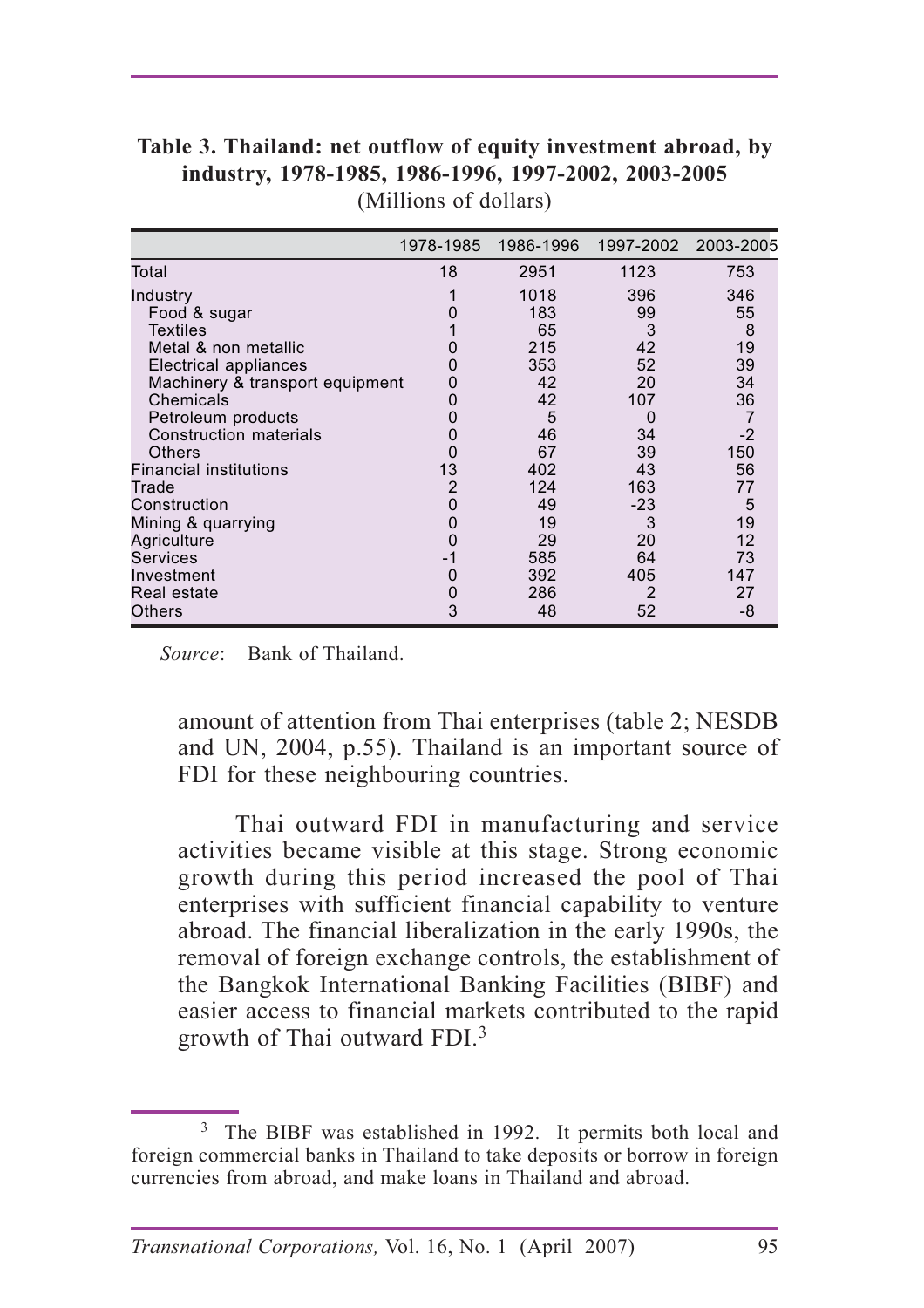**Table 3. Thailand: net outflow of equity investment abroad, by industry, 1978-1985, 1986-1996, 1997-2002, 2003-2005**
(Millions of dollars)

| | 1978-1985 | 1986-1996 | 1997-2002 | 2003-2005 |
|---|---|---|---|---|
| Total | 18 | 2951 | 1123 | 753 |
| Industry | 1 | 1018 | 396 | 346 |
| Food & sugar | 0 | 183 | 99 | 55 |
| Textiles | 1 | 65 | 3 | 8 |
| Metal & non metallic | 0 | 215 | 42 | 19 |
| Electrical appliances | 0 | 353 | 52 | 39 |
| Machinery & transport equipment | 0 | 42 | 20 | 34 |
| Chemicals | 0 | 42 | 107 | 36 |
| Petroleum products | 0 | 5 | 0 | 7 |
| Construction materials | 0 | 46 | 34 | -2 |
| Others | 0 | 67 | 39 | 150 |
| Financial institutions | 13 | 402 | 43 | 56 |
| Trade | 2 | 124 | 163 | 77 |
| Construction | 0 | 49 | -23 | 5 |
| Mining & quarrying | 0 | 19 | 3 | 19 |
| Agriculture | 0 | 29 | 20 | 12 |
| Services | -1 | 585 | 64 | 73 |
| Investment | 0 | 392 | 405 | 147 |
| Real estate | 0 | 286 | 2 | 27 |
| Others | 3 | 48 | 52 | -8 |

*Source*: Bank of Thailand.

amount of attention from Thai enterprises (table 2; NESDB and UN, 2004, p.55). Thailand is an important source of FDI for these neighbouring countries.

Thai outward FDI in manufacturing and service activities became visible at this stage. Strong economic growth during this period increased the pool of Thai enterprises with sufficient financial capability to venture abroad. The financial liberalization in the early 1990s, the removal of foreign exchange controls, the establishment of the Bangkok International Banking Facilities (BIBF) and easier access to financial markets contributed to the rapid growth of Thai outward FDI.[3]

[3] The BIBF was established in 1992. It permits both local and foreign commercial banks in Thailand to take deposits or borrow in foreign currencies from abroad, and make loans in Thailand and abroad.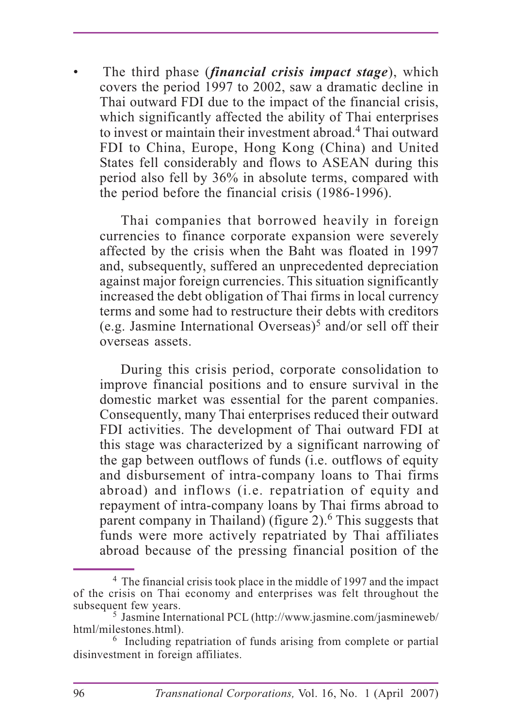- The third phase (***financial crisis impact stage***), which covers the period 1997 to 2002, saw a dramatic decline in Thai outward FDI due to the impact of the financial crisis, which significantly affected the ability of Thai enterprises to invest or maintain their investment abroad.[4] Thai outward FDI to China, Europe, Hong Kong (China) and United States fell considerably and flows to ASEAN during this period also fell by 36% in absolute terms, compared with the period before the financial crisis (1986-1996).

  Thai companies that borrowed heavily in foreign currencies to finance corporate expansion were severely affected by the crisis when the Baht was floated in 1997 and, subsequently, suffered an unprecedented depreciation against major foreign currencies. This situation significantly increased the debt obligation of Thai firms in local currency terms and some had to restructure their debts with creditors (e.g. Jasmine International Overseas)[5] and/or sell off their overseas assets.

  During this crisis period, corporate consolidation to improve financial positions and to ensure survival in the domestic market was essential for the parent companies. Consequently, many Thai enterprises reduced their outward FDI activities. The development of Thai outward FDI at this stage was characterized by a significant narrowing of the gap between outflows of funds (i.e. outflows of equity and disbursement of intra-company loans to Thai firms abroad) and inflows (i.e. repatriation of equity and repayment of intra-company loans by Thai firms abroad to parent company in Thailand) (figure 2).[6] This suggests that funds were more actively repatriated by Thai affiliates abroad because of the pressing financial position of the

---

[4] The financial crisis took place in the middle of 1997 and the impact of the crisis on Thai economy and enterprises was felt throughout the subsequent few years.

[5] Jasmine International PCL (http://www.jasmine.com/jasmineweb/html/milestones.html).

[6] Including repatriation of funds arising from complete or partial disinvestment in foreign affiliates.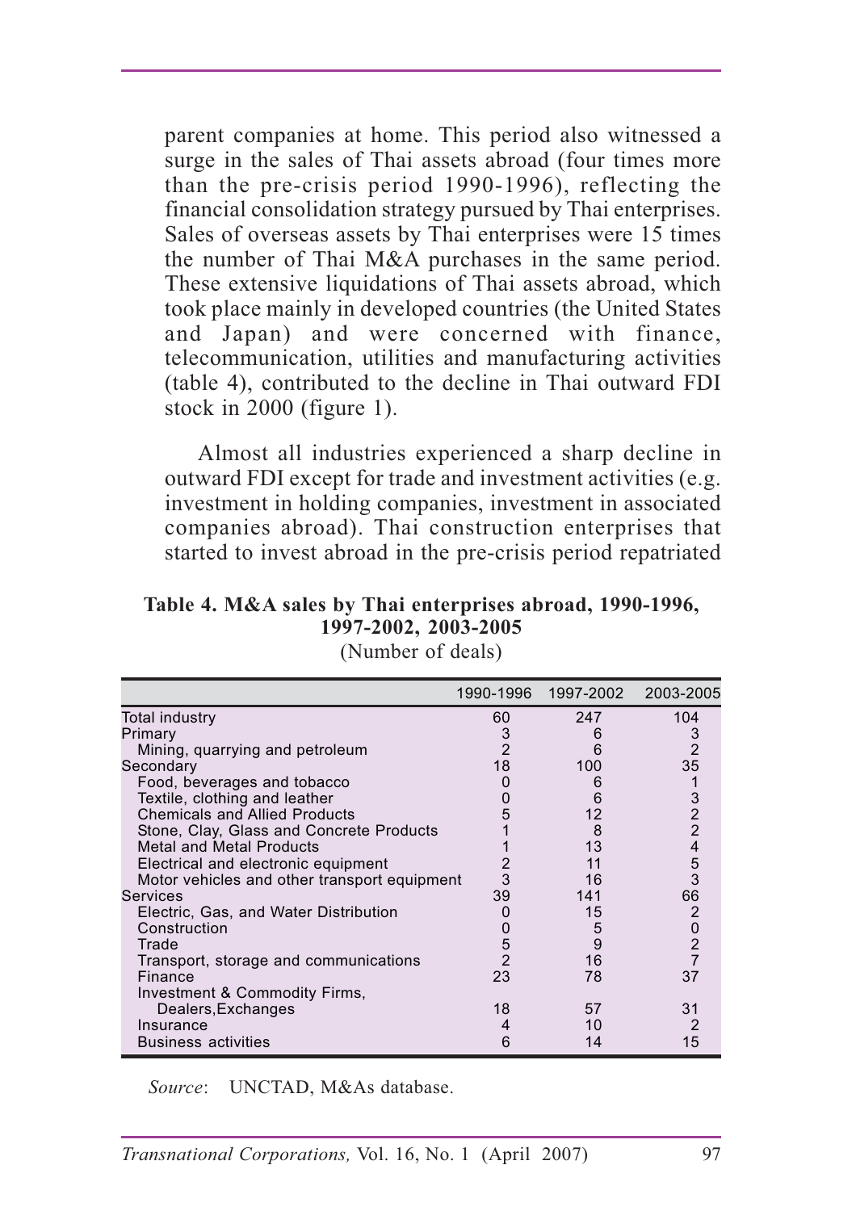parent companies at home. This period also witnessed a surge in the sales of Thai assets abroad (four times more than the pre-crisis period 1990-1996), reflecting the financial consolidation strategy pursued by Thai enterprises. Sales of overseas assets by Thai enterprises were 15 times the number of Thai M&A purchases in the same period. These extensive liquidations of Thai assets abroad, which took place mainly in developed countries (the United States and Japan) and were concerned with finance, telecommunication, utilities and manufacturing activities (table 4), contributed to the decline in Thai outward FDI stock in 2000 (figure 1).

Almost all industries experienced a sharp decline in outward FDI except for trade and investment activities (e.g. investment in holding companies, investment in associated companies abroad). Thai construction enterprises that started to invest abroad in the pre-crisis period repatriated

**Table 4. M&A sales by Thai enterprises abroad, 1990-1996, 1997-2002, 2003-2005**

(Number of deals)

| | 1990-1996 | 1997-2002 | 2003-2005 |
|---|---|---|---|
| Total industry | 60 | 247 | 104 |
| Primary | 3 | 6 | 3 |
| Mining, quarrying and petroleum | 2 | 6 | 2 |
| Secondary | 18 | 100 | 35 |
| Food, beverages and tobacco | 0 | 6 | 1 |
| Textile, clothing and leather | 0 | 6 | 3 |
| Chemicals and Allied Products | 5 | 12 | 2 |
| Stone, Clay, Glass and Concrete Products | 1 | 8 | 2 |
| Metal and Metal Products | 1 | 13 | 4 |
| Electrical and electronic equipment | 2 | 11 | 5 |
| Motor vehicles and other transport equipment | 3 | 16 | 3 |
| Services | 39 | 141 | 66 |
| Electric, Gas, and Water Distribution | 0 | 15 | 2 |
| Construction | 0 | 5 | 0 |
| Trade | 5 | 9 | 2 |
| Transport, storage and communications | 2 | 16 | 7 |
| Finance | 23 | 78 | 37 |
| Investment & Commodity Firms, Dealers,Exchanges | 18 | 57 | 31 |
| Insurance | 4 | 10 | 2 |
| Business activities | 6 | 14 | 15 |

*Source*: UNCTAD, M&As database.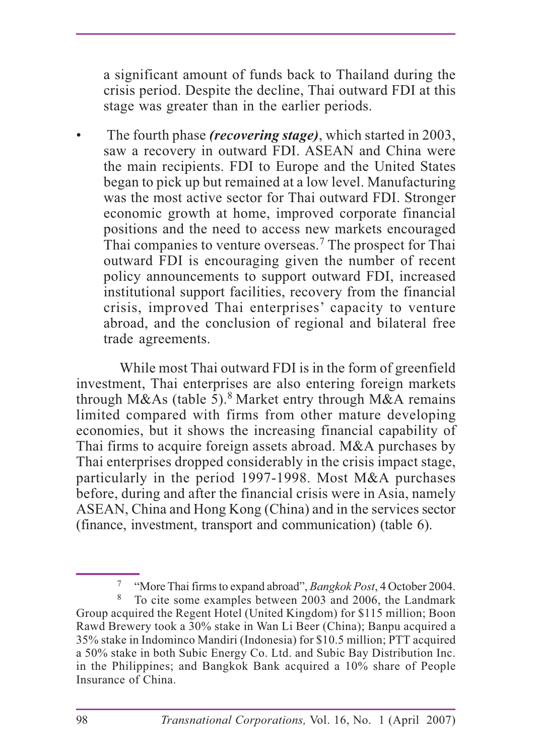a significant amount of funds back to Thailand during the crisis period. Despite the decline, Thai outward FDI at this stage was greater than in the earlier periods.

- The fourth phase ***(recovering stage)***, which started in 2003, saw a recovery in outward FDI. ASEAN and China were the main recipients. FDI to Europe and the United States began to pick up but remained at a low level. Manufacturing was the most active sector for Thai outward FDI. Stronger economic growth at home, improved corporate financial positions and the need to access new markets encouraged Thai companies to venture overseas.[7] The prospect for Thai outward FDI is encouraging given the number of recent policy announcements to support outward FDI, increased institutional support facilities, recovery from the financial crisis, improved Thai enterprises' capacity to venture abroad, and the conclusion of regional and bilateral free trade agreements.

While most Thai outward FDI is in the form of greenfield investment, Thai enterprises are also entering foreign markets through M&As (table 5).[8] Market entry through M&A remains limited compared with firms from other mature developing economies, but it shows the increasing financial capability of Thai firms to acquire foreign assets abroad. M&A purchases by Thai enterprises dropped considerably in the crisis impact stage, particularly in the period 1997-1998. Most M&A purchases before, during and after the financial crisis were in Asia, namely ASEAN, China and Hong Kong (China) and in the services sector (finance, investment, transport and communication) (table 6).

---

[7] "More Thai firms to expand abroad", *Bangkok Post*, 4 October 2004.

[8] To cite some examples between 2003 and 2006, the Landmark Group acquired the Regent Hotel (United Kingdom) for \$115 million; Boon Rawd Brewery took a 30% stake in Wan Li Beer (China); Banpu acquired a 35% stake in Indominco Mandiri (Indonesia) for \$10.5 million; PTT acquired a 50% stake in both Subic Energy Co. Ltd. and Subic Bay Distribution Inc. in the Philippines; and Bangkok Bank acquired a 10% share of People Insurance of China.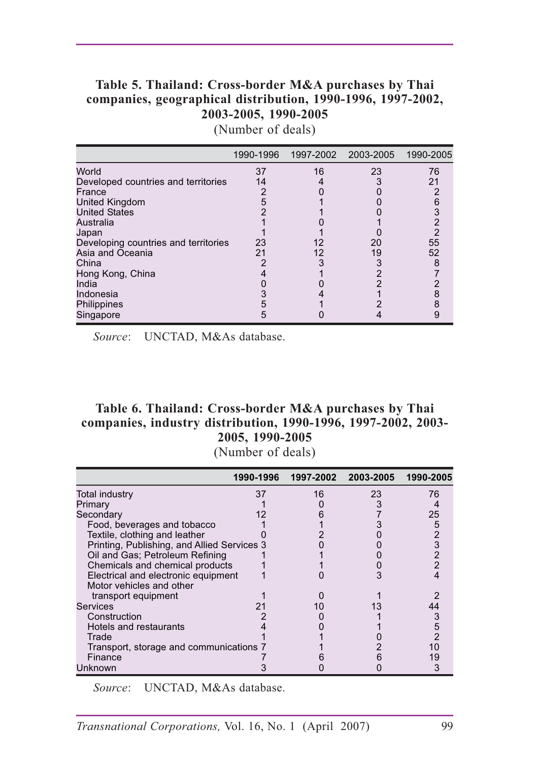**Table 5. Thailand: Cross-border M&A purchases by Thai companies, geographical distribution, 1990-1996, 1997-2002, 2003-2005, 1990-2005**

(Number of deals)

| | 1990-1996 | 1997-2002 | 2003-2005 | 1990-2005 |
|---|---|---|---|---|
| World | 37 | 16 | 23 | 76 |
| Developed countries and territories | 14 | 4 | 3 | 21 |
| France | 2 | 0 | 0 | 2 |
| United Kingdom | 5 | 1 | 0 | 6 |
| United States | 2 | 1 | 0 | 3 |
| Australia | 1 | 0 | 1 | 2 |
| Japan | 1 | 1 | 0 | 2 |
| Developing countries and territories | 23 | 12 | 20 | 55 |
| Asia and Oceania | 21 | 12 | 19 | 52 |
| China | 2 | 3 | 3 | 8 |
| Hong Kong, China | 4 | 1 | 2 | 7 |
| India | 0 | 0 | 2 | 2 |
| Indonesia | 3 | 4 | 1 | 8 |
| Philippines | 5 | 1 | 2 | 8 |
| Singapore | 5 | 0 | 4 | 9 |

*Source*: UNCTAD, M&As database.

**Table 6. Thailand: Cross-border M&A purchases by Thai companies, industry distribution, 1990-1996, 1997-2002, 2003-2005, 1990-2005**

(Number of deals)

| | 1990-1996 | 1997-2002 | 2003-2005 | 1990-2005 |
|---|---|---|---|---|
| Total industry | 37 | 16 | 23 | 76 |
| Primary | 1 | 0 | 3 | 4 |
| Secondary | 12 | 6 | 7 | 25 |
| Food, beverages and tobacco | 1 | 1 | 3 | 5 |
| Textile, clothing and leather | 0 | 2 | 0 | 2 |
| Printing, Publishing, and Allied Services | 3 | 0 | 0 | 3 |
| Oil and Gas; Petroleum Refining | 1 | 1 | 0 | 2 |
| Chemicals and chemical products | 1 | 1 | 0 | 2 |
| Electrical and electronic equipment | 1 | 0 | 3 | 4 |
| Motor vehicles and other transport equipment | 1 | 0 | 1 | 2 |
| Services | 21 | 10 | 13 | 44 |
| Construction | 2 | 0 | 1 | 3 |
| Hotels and restaurants | 4 | 0 | 1 | 5 |
| Trade | 1 | 1 | 0 | 2 |
| Transport, storage and communications | 7 | 1 | 2 | 10 |
| Finance | 7 | 6 | 6 | 19 |
| Unknown | 3 | 0 | 0 | 3 |

*Source*: UNCTAD, M&As database.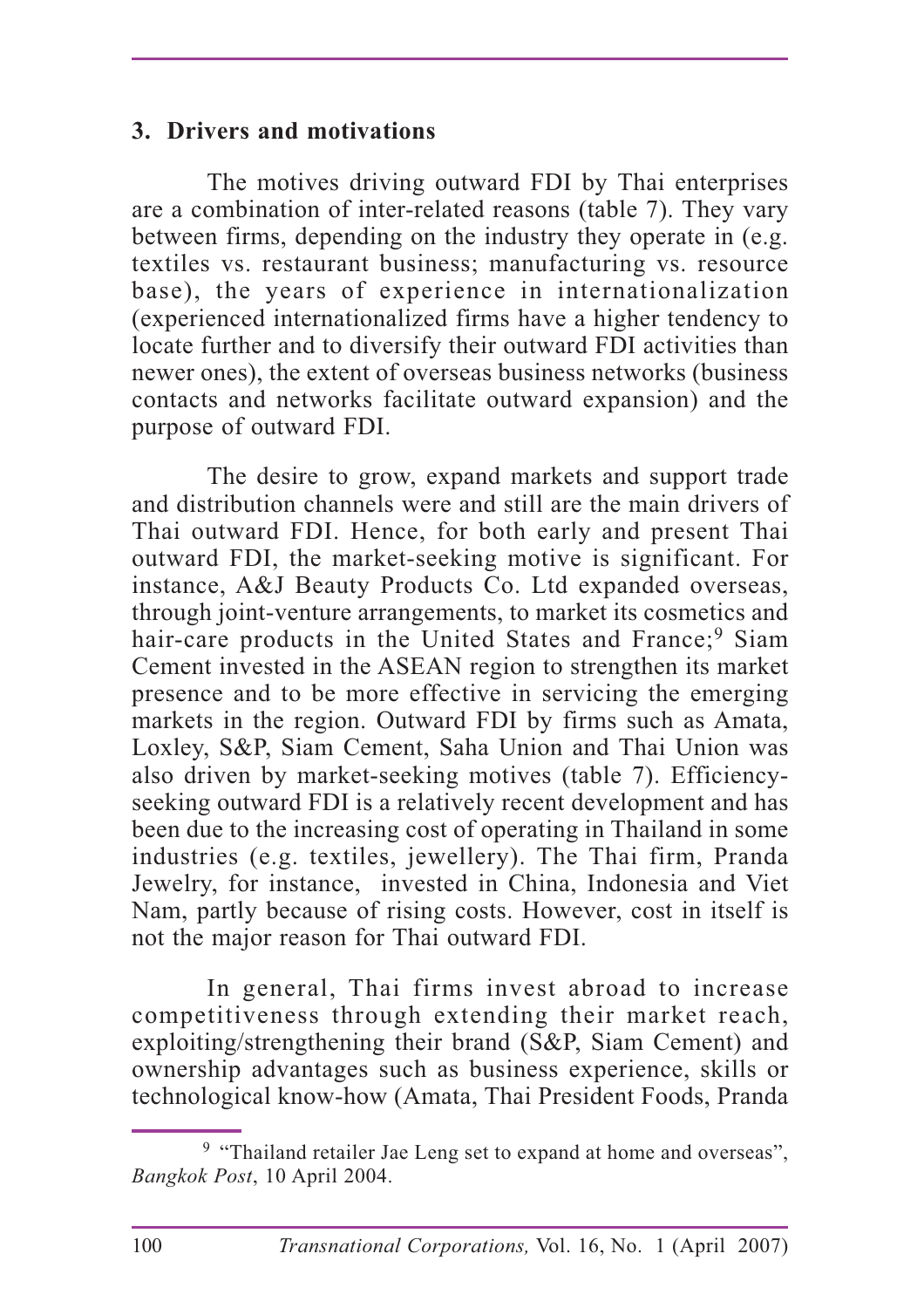## 3. Drivers and motivations

The motives driving outward FDI by Thai enterprises are a combination of inter-related reasons (table 7). They vary between firms, depending on the industry they operate in (e.g. textiles vs. restaurant business; manufacturing vs. resource base), the years of experience in internationalization (experienced internationalized firms have a higher tendency to locate further and to diversify their outward FDI activities than newer ones), the extent of overseas business networks (business contacts and networks facilitate outward expansion) and the purpose of outward FDI.

The desire to grow, expand markets and support trade and distribution channels were and still are the main drivers of Thai outward FDI. Hence, for both early and present Thai outward FDI, the market-seeking motive is significant. For instance, A&J Beauty Products Co. Ltd expanded overseas, through joint-venture arrangements, to market its cosmetics and hair-care products in the United States and France;[9] Siam Cement invested in the ASEAN region to strengthen its market presence and to be more effective in servicing the emerging markets in the region. Outward FDI by firms such as Amata, Loxley, S&P, Siam Cement, Saha Union and Thai Union was also driven by market-seeking motives (table 7). Efficiency-seeking outward FDI is a relatively recent development and has been due to the increasing cost of operating in Thailand in some industries (e.g. textiles, jewellery). The Thai firm, Pranda Jewelry, for instance, invested in China, Indonesia and Viet Nam, partly because of rising costs. However, cost in itself is not the major reason for Thai outward FDI.

In general, Thai firms invest abroad to increase competitiveness through extending their market reach, exploiting/strengthening their brand (S&P, Siam Cement) and ownership advantages such as business experience, skills or technological know-how (Amata, Thai President Foods, Pranda

---

[9] "Thailand retailer Jae Leng set to expand at home and overseas", *Bangkok Post*, 10 April 2004.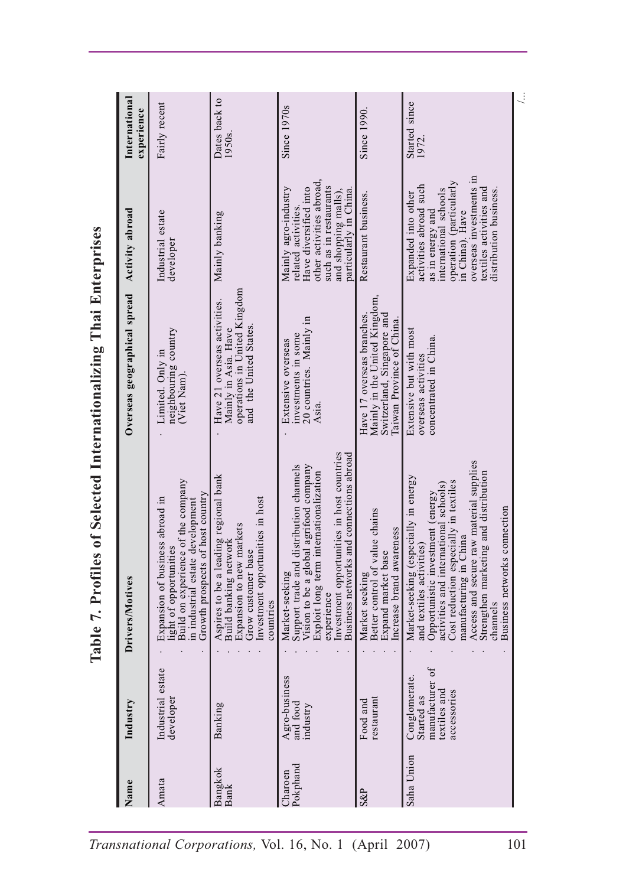# Table 7. Profiles of Selected Internationalizing Thai Enterprises

| Name | Industry | Drivers/Motives | Overseas geographical spread | Activity abroad | International experience |
|---|---|---|---|---|---|
| Amata | Industrial estate developer | · Expansion of business abroad in light of opportunities<br>· Build on experience of the company in industrial estate development<br>· Growth prospects of host country | · Limited. Only in neighbouring country (Viet Nam). | Industrial estate developer | Fairly recent |
| Bangkok Bank | Banking | · Aspires to be a leading regional bank<br>· Build banking network<br>· Expansion to new markets<br>· Grow customer base<br>· Investment opportunities in host countries | · Have 21 overseas activities. Mainly in Asia. Have operations in United Kingdom and the United States. | Mainly banking | Dates back to 1950s. |
| Charoen Pokphand | Agro-business and food industry | · Market-seeking<br>· Support trade and distribution channels<br>· Vision to be a global agrifood company<br>· Exploit long term internationalization experience<br>· Investment opportunities in host countries<br>· Business networks and connections abroad | · Extensive overseas investments in some 20 countries. Mainly in Asia. | Mainly agro-industry related activities. Have diversified into other activities abroad, such as in restaurants and shopping malls), particularly in China. | Since 1970s |
| S&P | Food and restaurant | · Market seeking<br>· Better control of value chains<br>· Expand market base<br>· Increase brand awareness | Have 17 overseas branches. Mainly in the United Kingdom, Switzerland, Singapore and Taiwan Province of China. | Restaurant business. | Since 1990. |
| Saha Union | Conglomerate. Started as manufacturer of textiles and accessories | · Market-seeking (especially in energy and textiles activities)<br>· Opportunistic investment (energy activities and international schools)<br>· Cost reduction especially in textiles manufacturing in China<br>· Access and secure raw material supplies<br>· Strengthen marketing and distribution channels<br>· Business networks connection | Extensive but with most overseas activities concentrated in China. | Expanded into other activities abroad such as in energy and international schools operation (particularly in China). Have overseas investments in textiles activities and distribution business. | Started since 1972. |

/...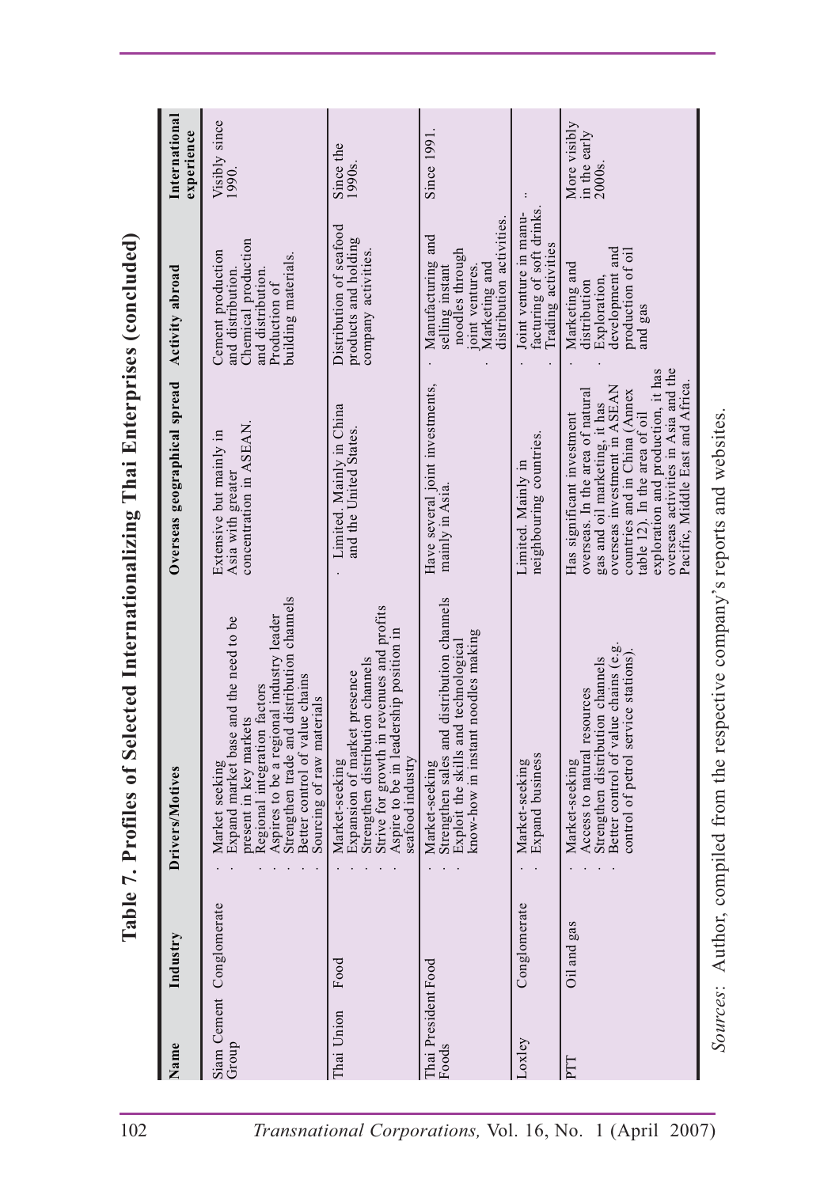# Table 7. Profiles of Selected Internationalizing Thai Enterprises (concluded)

| Name | Industry | Drivers/Motives | Overseas geographical spread | Activity abroad | International experience |
|---|---|---|---|---|---|
| Siam Cement Group | Conglomerate | · Market seeking<br>· Expand market base and the need to be present in key markets<br>· Regional integration factors<br>· Aspires to be a regional industry leader<br>· Strengthen trade and distribution channels<br>· Better control of value chains<br>· Sourcing of raw materials | Extensive but mainly in Asia with greater concentration in ASEAN. | Cement production and distribution. Chemical production and distribution. Production of building materials. | Visibly since 1990. |
| Thai Union | Food | · Market-seeking<br>· Expansion of market presence<br>· Strengthen distribution channels<br>· Strive for growth in revenues and profits<br>· Aspire to be in leadership position in seafood industry | · Limited. Mainly in China and the United States. | Distribution of seafood products and holding company activities. | Since the 1990s. |
| Thai President Foods | Food | · Market-seeking<br>· Strengthen sales and distribution channels<br>· Exploit the skills and technological know-how in instant noodles making | Have several joint investments, mainly in Asia. | · Manufacturing and selling instant noodles through joint ventures.<br>· Marketing and distribution activities. | Since 1991. |
| Loxley | Conglomerate | · Market-seeking<br>· Expand business | Limited. Mainly in neighbouring countries. | · Joint venture in manufacturing of soft drinks.<br>· Trading activities | .. |
| PTT | Oil and gas | · Market-seeking<br>· Access to natural resources<br>· Strengthen distribution channels<br>· Better control of value chains (e.g. control of petrol service stations). | Has significant investment overseas. In the area of natural gas and oil marketing, it has overseas investment in ASEAN countries and in China (Annex table 12). In the area of oil exploration and production, it has overseas activities in Asia and the Pacific, Middle East and Africa. | · Marketing and distribution<br>· Exploration, development and production of oil and gas | More visibly in the early 2000s. |

*Sources*: Author, compiled from the respective company's reports and websites.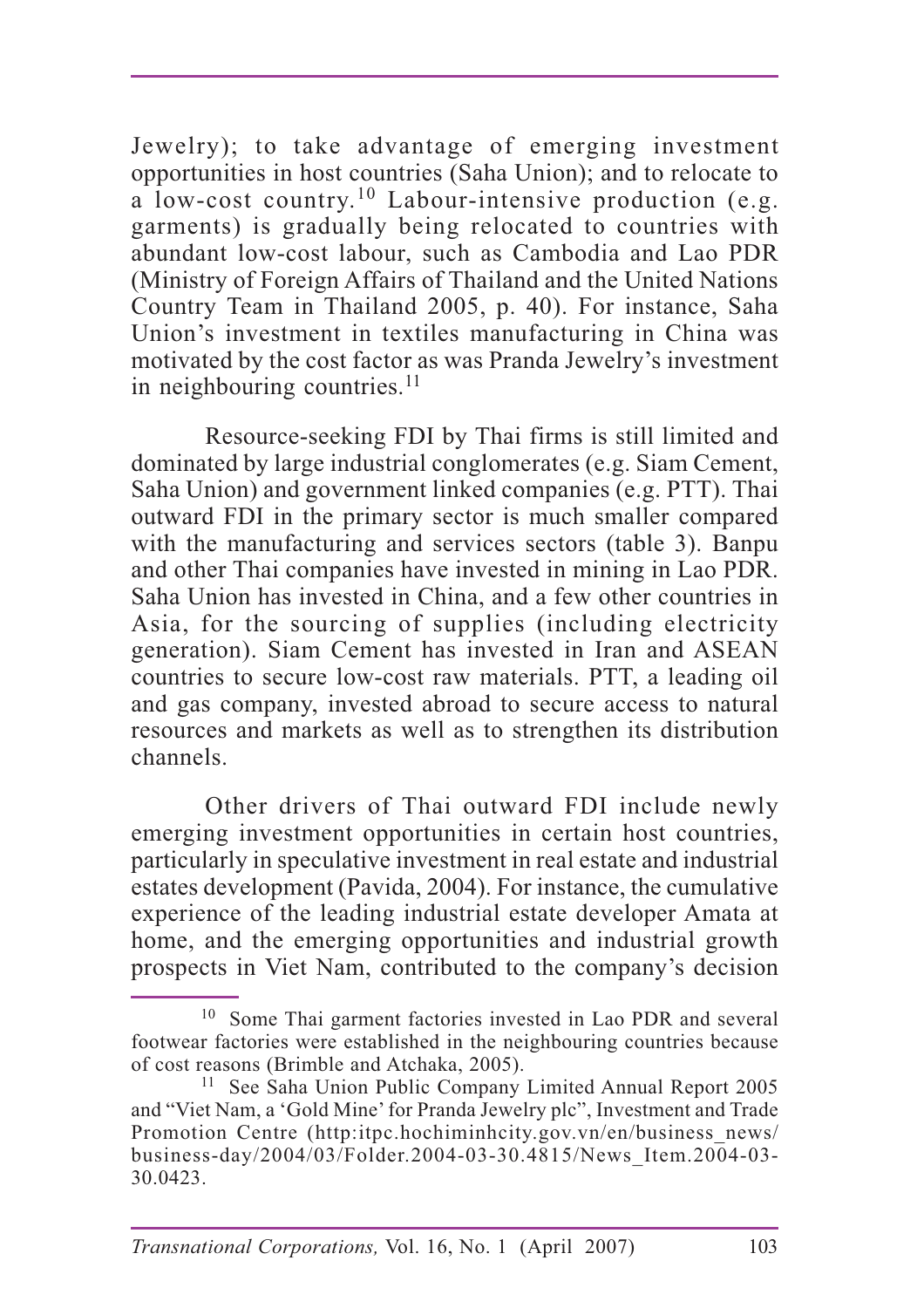Jewelry); to take advantage of emerging investment opportunities in host countries (Saha Union); and to relocate to a low-cost country.[10] Labour-intensive production (e.g. garments) is gradually being relocated to countries with abundant low-cost labour, such as Cambodia and Lao PDR (Ministry of Foreign Affairs of Thailand and the United Nations Country Team in Thailand 2005, p. 40). For instance, Saha Union's investment in textiles manufacturing in China was motivated by the cost factor as was Pranda Jewelry's investment in neighbouring countries.[11]

Resource-seeking FDI by Thai firms is still limited and dominated by large industrial conglomerates (e.g. Siam Cement, Saha Union) and government linked companies (e.g. PTT). Thai outward FDI in the primary sector is much smaller compared with the manufacturing and services sectors (table 3). Banpu and other Thai companies have invested in mining in Lao PDR. Saha Union has invested in China, and a few other countries in Asia, for the sourcing of supplies (including electricity generation). Siam Cement has invested in Iran and ASEAN countries to secure low-cost raw materials. PTT, a leading oil and gas company, invested abroad to secure access to natural resources and markets as well as to strengthen its distribution channels.

Other drivers of Thai outward FDI include newly emerging investment opportunities in certain host countries, particularly in speculative investment in real estate and industrial estates development (Pavida, 2004). For instance, the cumulative experience of the leading industrial estate developer Amata at home, and the emerging opportunities and industrial growth prospects in Viet Nam, contributed to the company's decision

---

[10] Some Thai garment factories invested in Lao PDR and several footwear factories were established in the neighbouring countries because of cost reasons (Brimble and Atchaka, 2005).

[11] See Saha Union Public Company Limited Annual Report 2005 and "Viet Nam, a 'Gold Mine' for Pranda Jewelry plc", Investment and Trade Promotion Centre (http:itpc.hochiminhcity.gov.vn/en/business_news/business-day/2004/03/Folder.2004-03-30.4815/News_Item.2004-03-30.0423.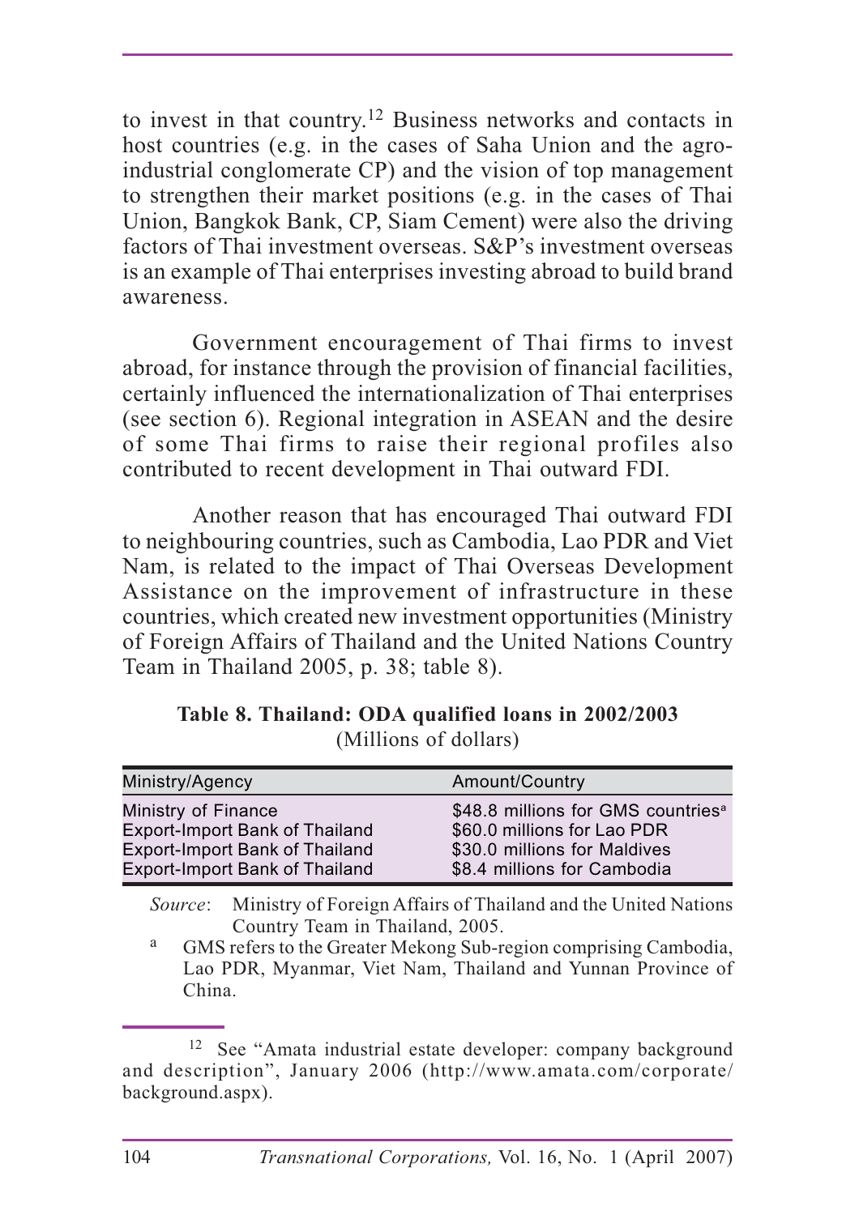to invest in that country.[12] Business networks and contacts in host countries (e.g. in the cases of Saha Union and the agro-industrial conglomerate CP) and the vision of top management to strengthen their market positions (e.g. in the cases of Thai Union, Bangkok Bank, CP, Siam Cement) were also the driving factors of Thai investment overseas. S&P's investment overseas is an example of Thai enterprises investing abroad to build brand awareness.

Government encouragement of Thai firms to invest abroad, for instance through the provision of financial facilities, certainly influenced the internationalization of Thai enterprises (see section 6). Regional integration in ASEAN and the desire of some Thai firms to raise their regional profiles also contributed to recent development in Thai outward FDI.

Another reason that has encouraged Thai outward FDI to neighbouring countries, such as Cambodia, Lao PDR and Viet Nam, is related to the impact of Thai Overseas Development Assistance on the improvement of infrastructure in these countries, which created new investment opportunities (Ministry of Foreign Affairs of Thailand and the United Nations Country Team in Thailand 2005, p. 38; table 8).

**Table 8. Thailand: ODA qualified loans in 2002/2003**
(Millions of dollars)

| Ministry/Agency | Amount/Country |
|---|---|
| Ministry of Finance | $48.8 millions for GMS countries[a] |
| Export-Import Bank of Thailand | $60.0 millions for Lao PDR |
| Export-Import Bank of Thailand | $30.0 millions for Maldives |
| Export-Import Bank of Thailand | $8.4 millions for Cambodia |

*Source*: Ministry of Foreign Affairs of Thailand and the United Nations Country Team in Thailand, 2005.

[a] GMS refers to the Greater Mekong Sub-region comprising Cambodia, Lao PDR, Myanmar, Viet Nam, Thailand and Yunnan Province of China.

[12] See "Amata industrial estate developer: company background and description", January 2006 (http://www.amata.com/corporate/background.aspx).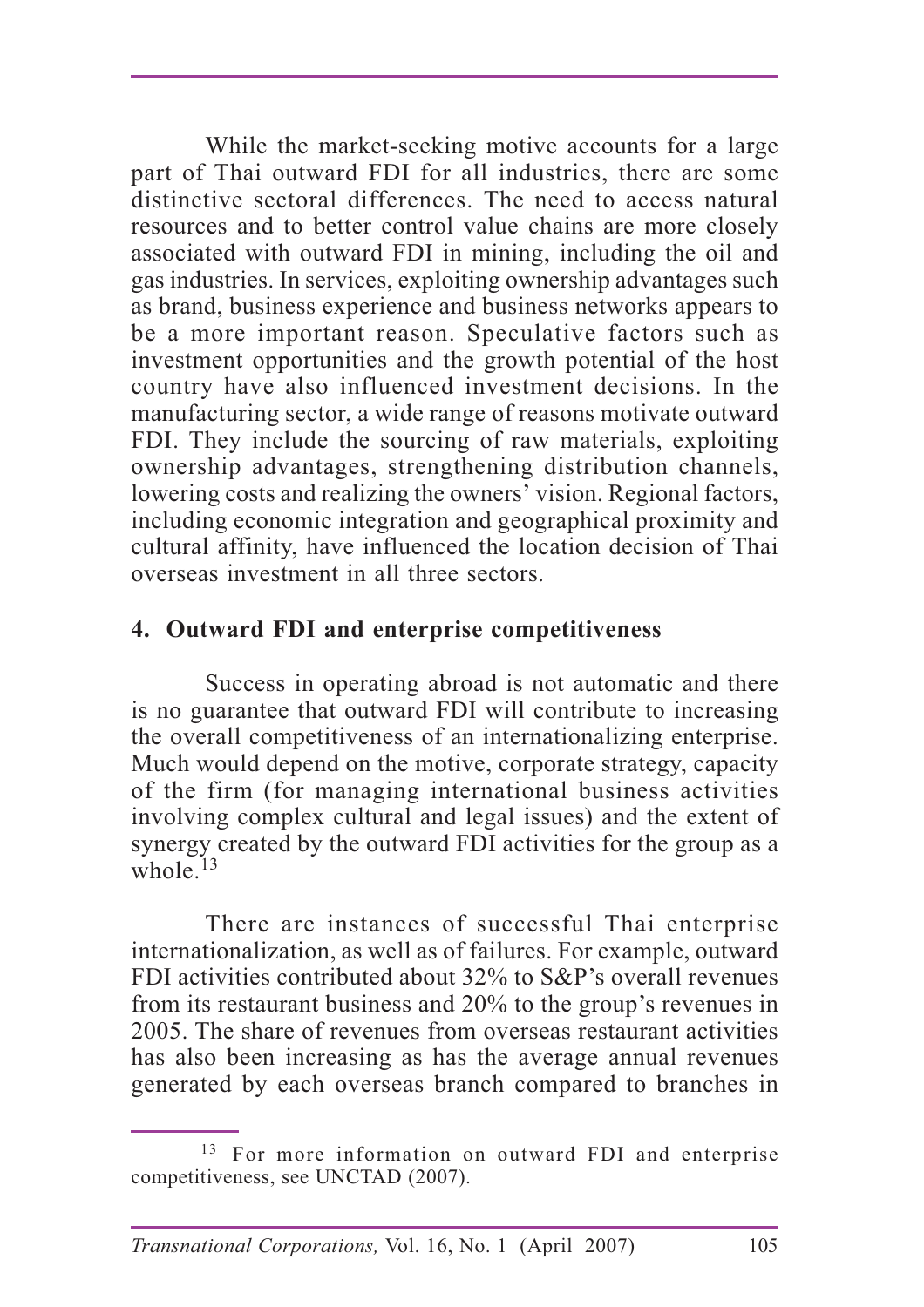While the market-seeking motive accounts for a large part of Thai outward FDI for all industries, there are some distinctive sectoral differences. The need to access natural resources and to better control value chains are more closely associated with outward FDI in mining, including the oil and gas industries. In services, exploiting ownership advantages such as brand, business experience and business networks appears to be a more important reason. Speculative factors such as investment opportunities and the growth potential of the host country have also influenced investment decisions. In the manufacturing sector, a wide range of reasons motivate outward FDI. They include the sourcing of raw materials, exploiting ownership advantages, strengthening distribution channels, lowering costs and realizing the owners' vision. Regional factors, including economic integration and geographical proximity and cultural affinity, have influenced the location decision of Thai overseas investment in all three sectors.

## 4. Outward FDI and enterprise competitiveness

Success in operating abroad is not automatic and there is no guarantee that outward FDI will contribute to increasing the overall competitiveness of an internationalizing enterprise. Much would depend on the motive, corporate strategy, capacity of the firm (for managing international business activities involving complex cultural and legal issues) and the extent of synergy created by the outward FDI activities for the group as a whole.[13]

There are instances of successful Thai enterprise internationalization, as well as of failures. For example, outward FDI activities contributed about 32% to S&P's overall revenues from its restaurant business and 20% to the group's revenues in 2005. The share of revenues from overseas restaurant activities has also been increasing as has the average annual revenues generated by each overseas branch compared to branches in

---

[13] For more information on outward FDI and enterprise competitiveness, see UNCTAD (2007).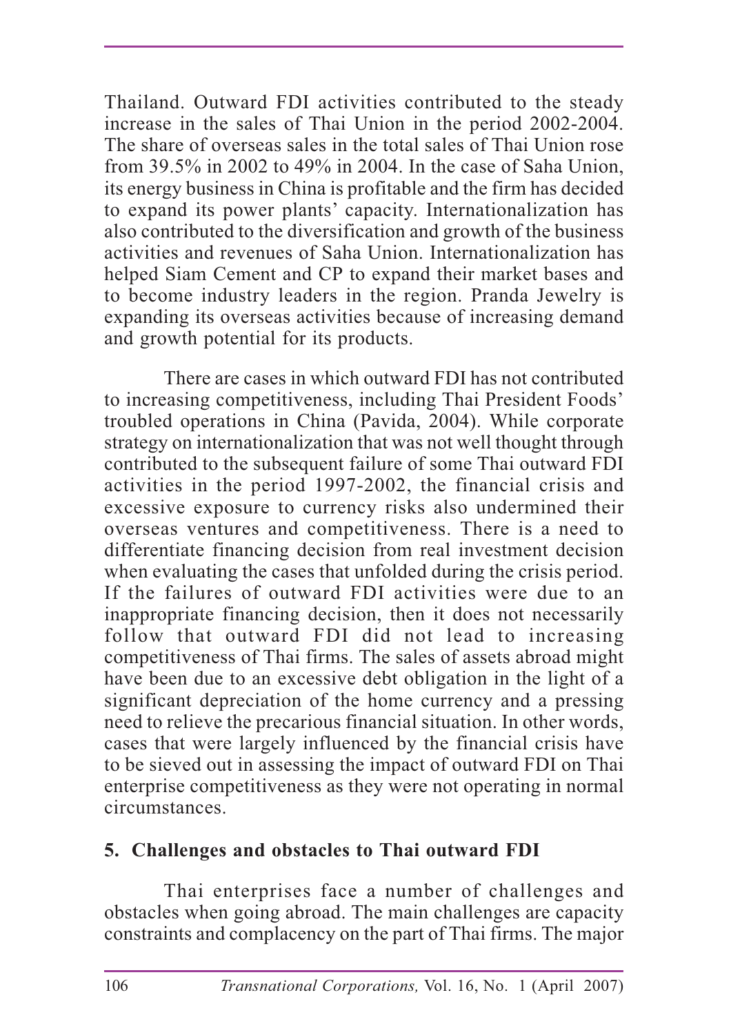Thailand. Outward FDI activities contributed to the steady increase in the sales of Thai Union in the period 2002-2004. The share of overseas sales in the total sales of Thai Union rose from 39.5% in 2002 to 49% in 2004. In the case of Saha Union, its energy business in China is profitable and the firm has decided to expand its power plants' capacity. Internationalization has also contributed to the diversification and growth of the business activities and revenues of Saha Union. Internationalization has helped Siam Cement and CP to expand their market bases and to become industry leaders in the region. Pranda Jewelry is expanding its overseas activities because of increasing demand and growth potential for its products.

There are cases in which outward FDI has not contributed to increasing competitiveness, including Thai President Foods' troubled operations in China (Pavida, 2004). While corporate strategy on internationalization that was not well thought through contributed to the subsequent failure of some Thai outward FDI activities in the period 1997-2002, the financial crisis and excessive exposure to currency risks also undermined their overseas ventures and competitiveness. There is a need to differentiate financing decision from real investment decision when evaluating the cases that unfolded during the crisis period. If the failures of outward FDI activities were due to an inappropriate financing decision, then it does not necessarily follow that outward FDI did not lead to increasing competitiveness of Thai firms. The sales of assets abroad might have been due to an excessive debt obligation in the light of a significant depreciation of the home currency and a pressing need to relieve the precarious financial situation. In other words, cases that were largely influenced by the financial crisis have to be sieved out in assessing the impact of outward FDI on Thai enterprise competitiveness as they were not operating in normal circumstances.

## 5. Challenges and obstacles to Thai outward FDI

Thai enterprises face a number of challenges and obstacles when going abroad. The main challenges are capacity constraints and complacency on the part of Thai firms. The major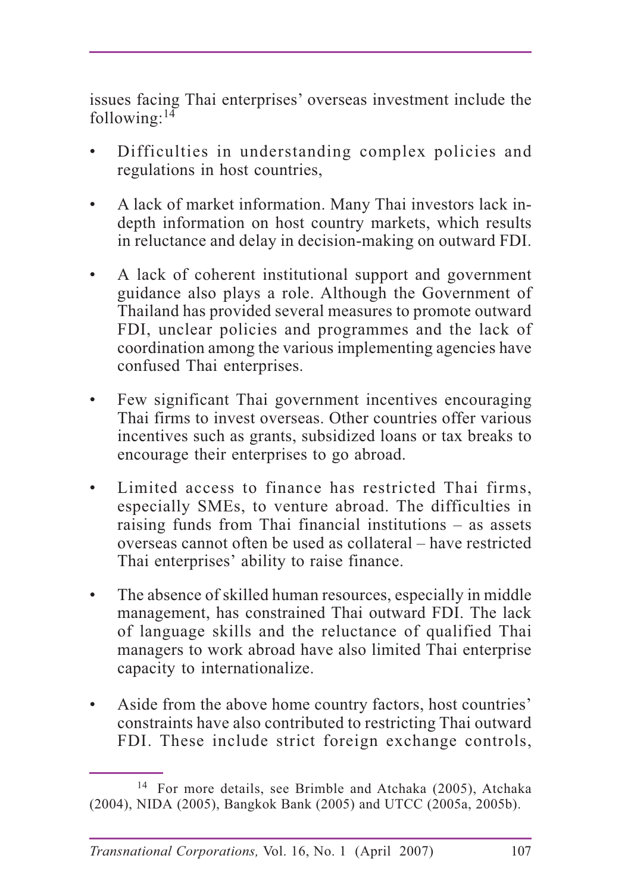issues facing Thai enterprises' overseas investment include the following:[14]

- Difficulties in understanding complex policies and regulations in host countries,
- A lack of market information. Many Thai investors lack in-depth information on host country markets, which results in reluctance and delay in decision-making on outward FDI.
- A lack of coherent institutional support and government guidance also plays a role. Although the Government of Thailand has provided several measures to promote outward FDI, unclear policies and programmes and the lack of coordination among the various implementing agencies have confused Thai enterprises.
- Few significant Thai government incentives encouraging Thai firms to invest overseas. Other countries offer various incentives such as grants, subsidized loans or tax breaks to encourage their enterprises to go abroad.
- Limited access to finance has restricted Thai firms, especially SMEs, to venture abroad. The difficulties in raising funds from Thai financial institutions – as assets overseas cannot often be used as collateral – have restricted Thai enterprises' ability to raise finance.
- The absence of skilled human resources, especially in middle management, has constrained Thai outward FDI. The lack of language skills and the reluctance of qualified Thai managers to work abroad have also limited Thai enterprise capacity to internationalize.
- Aside from the above home country factors, host countries' constraints have also contributed to restricting Thai outward FDI. These include strict foreign exchange controls,

---

[14] For more details, see Brimble and Atchaka (2005), Atchaka (2004), NIDA (2005), Bangkok Bank (2005) and UTCC (2005a, 2005b).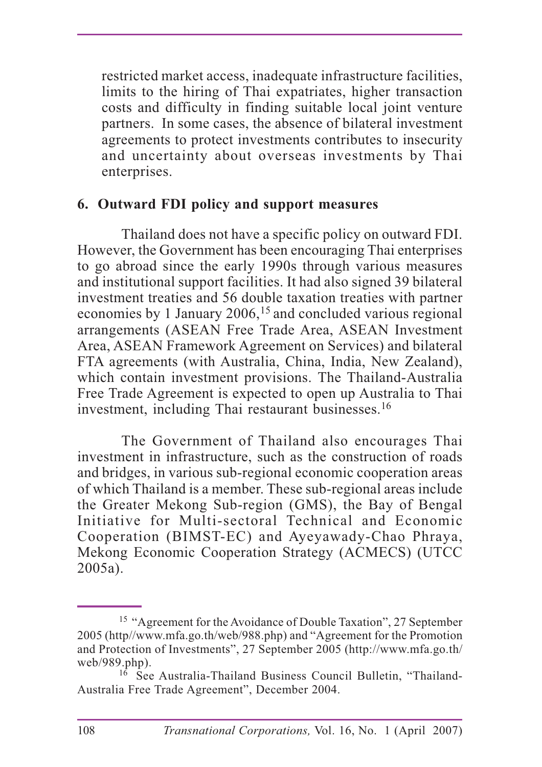restricted market access, inadequate infrastructure facilities, limits to the hiring of Thai expatriates, higher transaction costs and difficulty in finding suitable local joint venture partners. In some cases, the absence of bilateral investment agreements to protect investments contributes to insecurity and uncertainty about overseas investments by Thai enterprises.

## 6. Outward FDI policy and support measures

Thailand does not have a specific policy on outward FDI. However, the Government has been encouraging Thai enterprises to go abroad since the early 1990s through various measures and institutional support facilities. It had also signed 39 bilateral investment treaties and 56 double taxation treaties with partner economies by 1 January 2006,[15] and concluded various regional arrangements (ASEAN Free Trade Area, ASEAN Investment Area, ASEAN Framework Agreement on Services) and bilateral FTA agreements (with Australia, China, India, New Zealand), which contain investment provisions. The Thailand-Australia Free Trade Agreement is expected to open up Australia to Thai investment, including Thai restaurant businesses.[16]

The Government of Thailand also encourages Thai investment in infrastructure, such as the construction of roads and bridges, in various sub-regional economic cooperation areas of which Thailand is a member. These sub-regional areas include the Greater Mekong Sub-region (GMS), the Bay of Bengal Initiative for Multi-sectoral Technical and Economic Cooperation (BIMST-EC) and Ayeyawady-Chao Phraya, Mekong Economic Cooperation Strategy (ACMECS) (UTCC 2005a).

---

[15] "Agreement for the Avoidance of Double Taxation", 27 September 2005 (http//www.mfa.go.th/web/988.php) and "Agreement for the Promotion and Protection of Investments", 27 September 2005 (http://www.mfa.go.th/web/989.php).

[16] See Australia-Thailand Business Council Bulletin, "Thailand-Australia Free Trade Agreement", December 2004.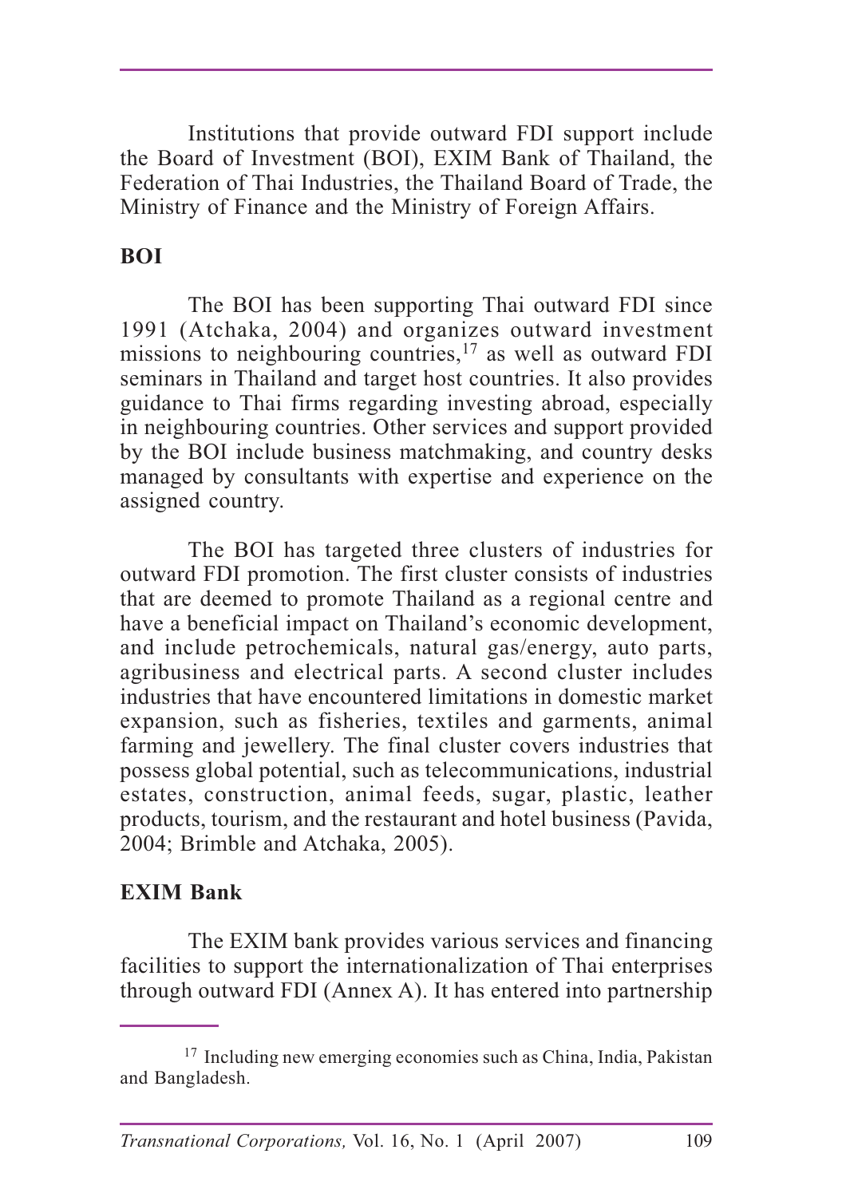Institutions that provide outward FDI support include the Board of Investment (BOI), EXIM Bank of Thailand, the Federation of Thai Industries, the Thailand Board of Trade, the Ministry of Finance and the Ministry of Foreign Affairs.

**BOI**

The BOI has been supporting Thai outward FDI since 1991 (Atchaka, 2004) and organizes outward investment missions to neighbouring countries,[17] as well as outward FDI seminars in Thailand and target host countries. It also provides guidance to Thai firms regarding investing abroad, especially in neighbouring countries. Other services and support provided by the BOI include business matchmaking, and country desks managed by consultants with expertise and experience on the assigned country.

The BOI has targeted three clusters of industries for outward FDI promotion. The first cluster consists of industries that are deemed to promote Thailand as a regional centre and have a beneficial impact on Thailand's economic development, and include petrochemicals, natural gas/energy, auto parts, agribusiness and electrical parts. A second cluster includes industries that have encountered limitations in domestic market expansion, such as fisheries, textiles and garments, animal farming and jewellery. The final cluster covers industries that possess global potential, such as telecommunications, industrial estates, construction, animal feeds, sugar, plastic, leather products, tourism, and the restaurant and hotel business (Pavida, 2004; Brimble and Atchaka, 2005).

**EXIM Bank**

The EXIM bank provides various services and financing facilities to support the internationalization of Thai enterprises through outward FDI (Annex A). It has entered into partnership

[17] Including new emerging economies such as China, India, Pakistan and Bangladesh.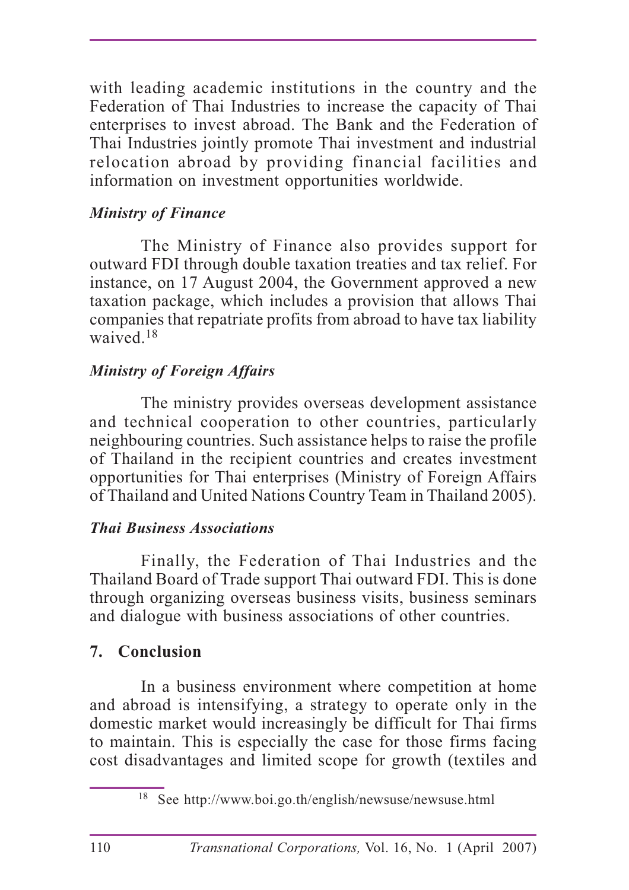with leading academic institutions in the country and the Federation of Thai Industries to increase the capacity of Thai enterprises to invest abroad. The Bank and the Federation of Thai Industries jointly promote Thai investment and industrial relocation abroad by providing financial facilities and information on investment opportunities worldwide.

***Ministry of Finance***

The Ministry of Finance also provides support for outward FDI through double taxation treaties and tax relief. For instance, on 17 August 2004, the Government approved a new taxation package, which includes a provision that allows Thai companies that repatriate profits from abroad to have tax liability waived.[18]

***Ministry of Foreign Affairs***

The ministry provides overseas development assistance and technical cooperation to other countries, particularly neighbouring countries. Such assistance helps to raise the profile of Thailand in the recipient countries and creates investment opportunities for Thai enterprises (Ministry of Foreign Affairs of Thailand and United Nations Country Team in Thailand 2005).

***Thai Business Associations***

Finally, the Federation of Thai Industries and the Thailand Board of Trade support Thai outward FDI. This is done through organizing overseas business visits, business seminars and dialogue with business associations of other countries.

## 7. Conclusion

In a business environment where competition at home and abroad is intensifying, a strategy to operate only in the domestic market would increasingly be difficult for Thai firms to maintain. This is especially the case for those firms facing cost disadvantages and limited scope for growth (textiles and

[18] See http://www.boi.go.th/english/newsuse/newsuse.html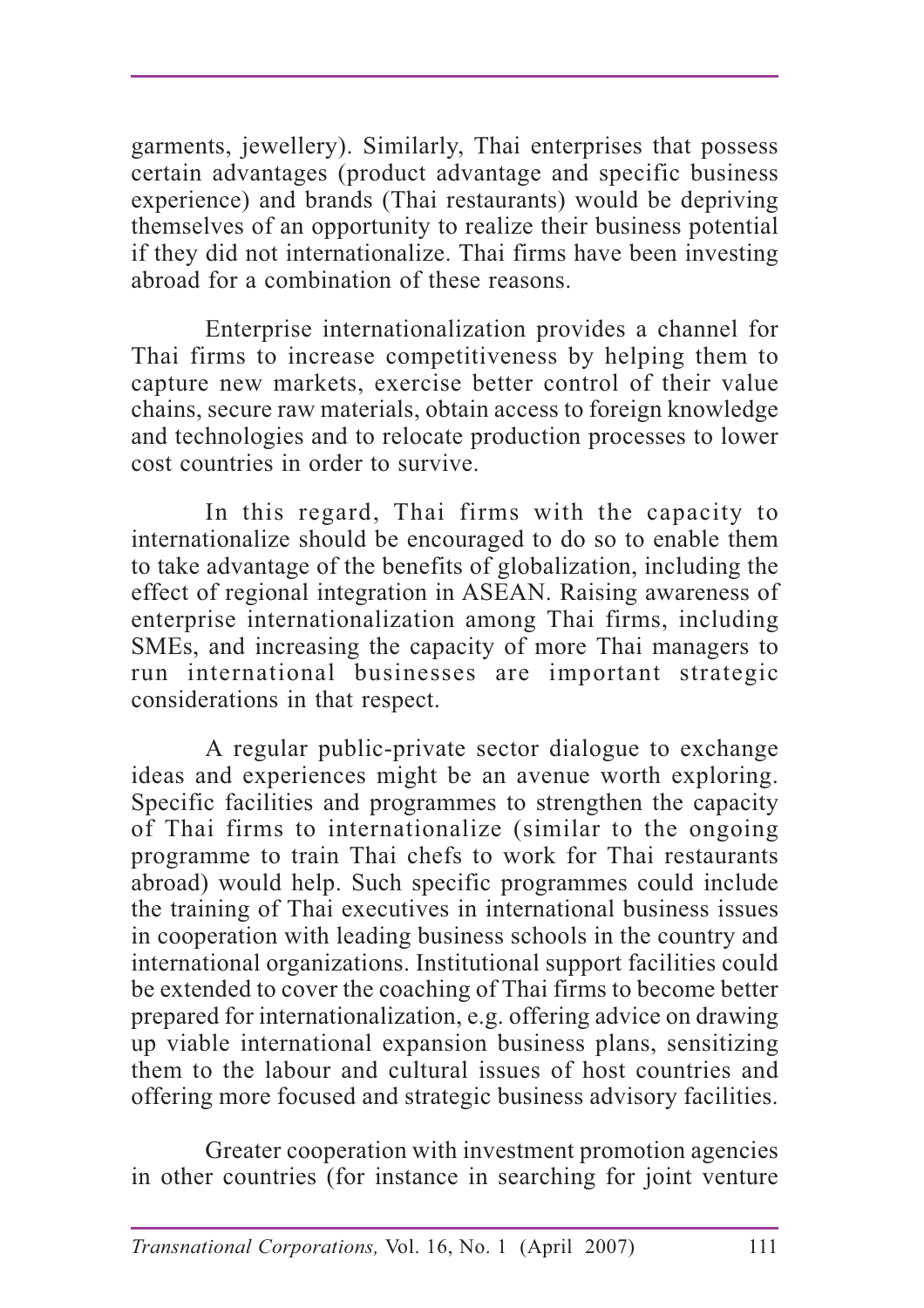garments, jewellery). Similarly, Thai enterprises that possess certain advantages (product advantage and specific business experience) and brands (Thai restaurants) would be depriving themselves of an opportunity to realize their business potential if they did not internationalize. Thai firms have been investing abroad for a combination of these reasons.

Enterprise internationalization provides a channel for Thai firms to increase competitiveness by helping them to capture new markets, exercise better control of their value chains, secure raw materials, obtain access to foreign knowledge and technologies and to relocate production processes to lower cost countries in order to survive.

In this regard, Thai firms with the capacity to internationalize should be encouraged to do so to enable them to take advantage of the benefits of globalization, including the effect of regional integration in ASEAN. Raising awareness of enterprise internationalization among Thai firms, including SMEs, and increasing the capacity of more Thai managers to run international businesses are important strategic considerations in that respect.

A regular public-private sector dialogue to exchange ideas and experiences might be an avenue worth exploring. Specific facilities and programmes to strengthen the capacity of Thai firms to internationalize (similar to the ongoing programme to train Thai chefs to work for Thai restaurants abroad) would help. Such specific programmes could include the training of Thai executives in international business issues in cooperation with leading business schools in the country and international organizations. Institutional support facilities could be extended to cover the coaching of Thai firms to become better prepared for internationalization, e.g. offering advice on drawing up viable international expansion business plans, sensitizing them to the labour and cultural issues of host countries and offering more focused and strategic business advisory facilities.

Greater cooperation with investment promotion agencies in other countries (for instance in searching for joint venture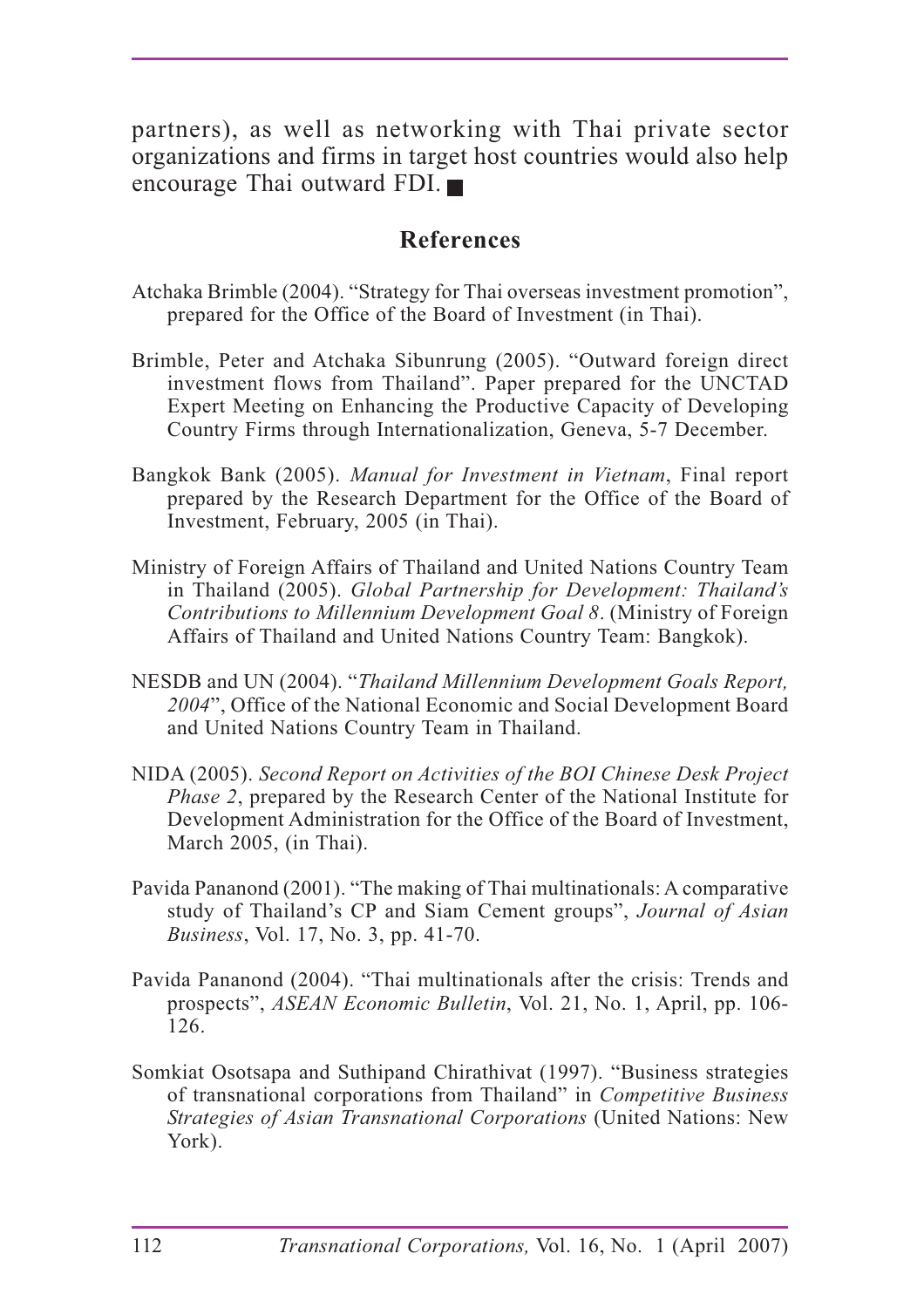partners), as well as networking with Thai private sector organizations and firms in target host countries would also help encourage Thai outward FDI. ■

## References

Atchaka Brimble (2004). "Strategy for Thai overseas investment promotion", prepared for the Office of the Board of Investment (in Thai).

Brimble, Peter and Atchaka Sibunrung (2005). "Outward foreign direct investment flows from Thailand". Paper prepared for the UNCTAD Expert Meeting on Enhancing the Productive Capacity of Developing Country Firms through Internationalization, Geneva, 5-7 December.

Bangkok Bank (2005). *Manual for Investment in Vietnam*, Final report prepared by the Research Department for the Office of the Board of Investment, February, 2005 (in Thai).

Ministry of Foreign Affairs of Thailand and United Nations Country Team in Thailand (2005). *Global Partnership for Development: Thailand's Contributions to Millennium Development Goal 8*. (Ministry of Foreign Affairs of Thailand and United Nations Country Team: Bangkok).

NESDB and UN (2004). "*Thailand Millennium Development Goals Report, 2004*", Office of the National Economic and Social Development Board and United Nations Country Team in Thailand.

NIDA (2005). *Second Report on Activities of the BOI Chinese Desk Project Phase 2*, prepared by the Research Center of the National Institute for Development Administration for the Office of the Board of Investment, March 2005, (in Thai).

Pavida Pananond (2001). "The making of Thai multinationals: A comparative study of Thailand's CP and Siam Cement groups", *Journal of Asian Business*, Vol. 17, No. 3, pp. 41-70.

Pavida Pananond (2004). "Thai multinationals after the crisis: Trends and prospects", *ASEAN Economic Bulletin*, Vol. 21, No. 1, April, pp. 106-126.

Somkiat Osotsapa and Suthipand Chirathivat (1997). "Business strategies of transnational corporations from Thailand" in *Competitive Business Strategies of Asian Transnational Corporations* (United Nations: New York).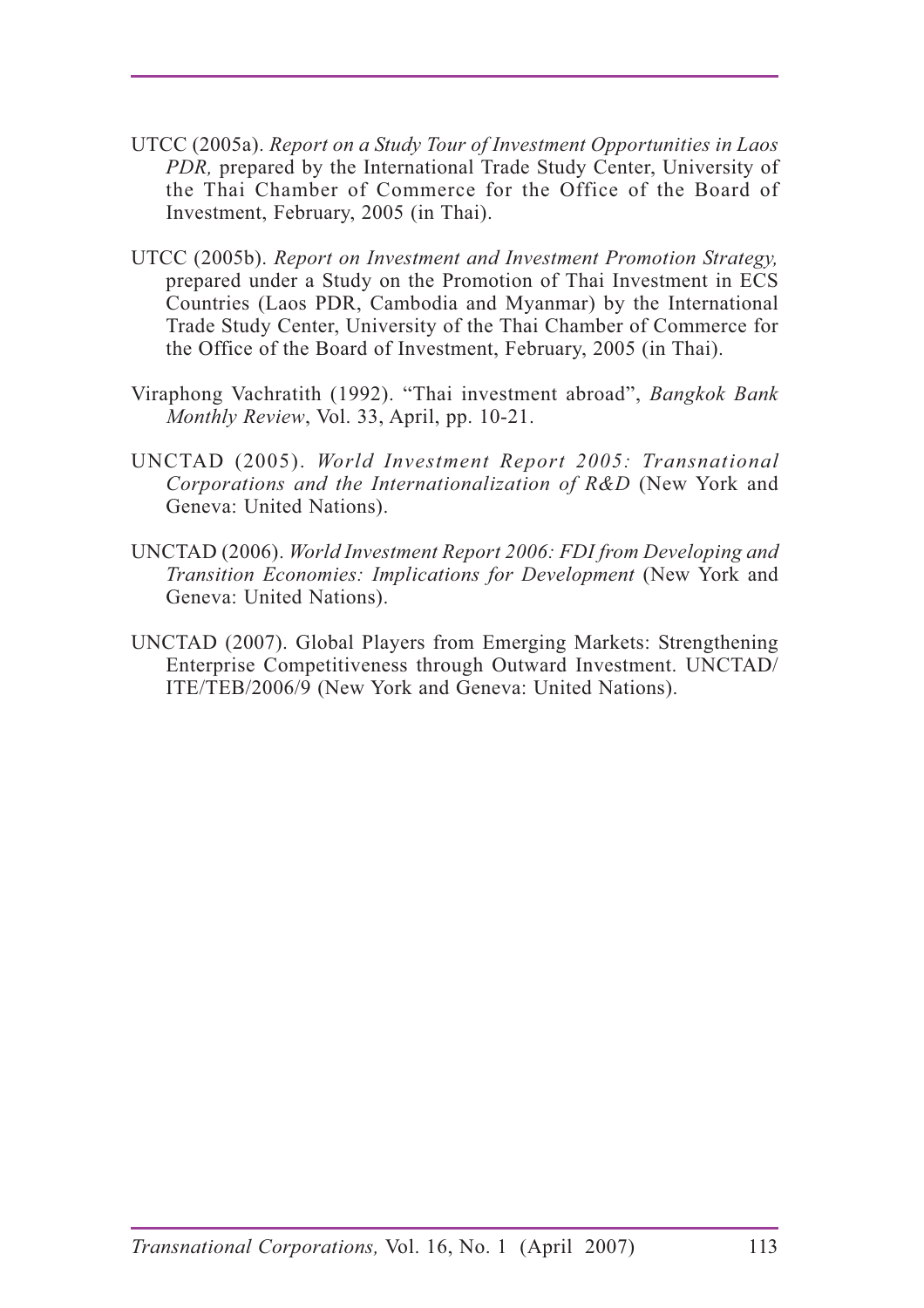UTCC (2005a). *Report on a Study Tour of Investment Opportunities in Laos PDR,* prepared by the International Trade Study Center, University of the Thai Chamber of Commerce for the Office of the Board of Investment, February, 2005 (in Thai).

UTCC (2005b). *Report on Investment and Investment Promotion Strategy,* prepared under a Study on the Promotion of Thai Investment in ECS Countries (Laos PDR, Cambodia and Myanmar) by the International Trade Study Center, University of the Thai Chamber of Commerce for the Office of the Board of Investment, February, 2005 (in Thai).

Viraphong Vachratith (1992). "Thai investment abroad", *Bangkok Bank Monthly Review*, Vol. 33, April, pp. 10-21.

UNCTAD (2005). *World Investment Report 2005: Transnational Corporations and the Internationalization of R&D* (New York and Geneva: United Nations).

UNCTAD (2006). *World Investment Report 2006: FDI from Developing and Transition Economies: Implications for Development* (New York and Geneva: United Nations).

UNCTAD (2007). Global Players from Emerging Markets: Strengthening Enterprise Competitiveness through Outward Investment. UNCTAD/ITE/TEB/2006/9 (New York and Geneva: United Nations).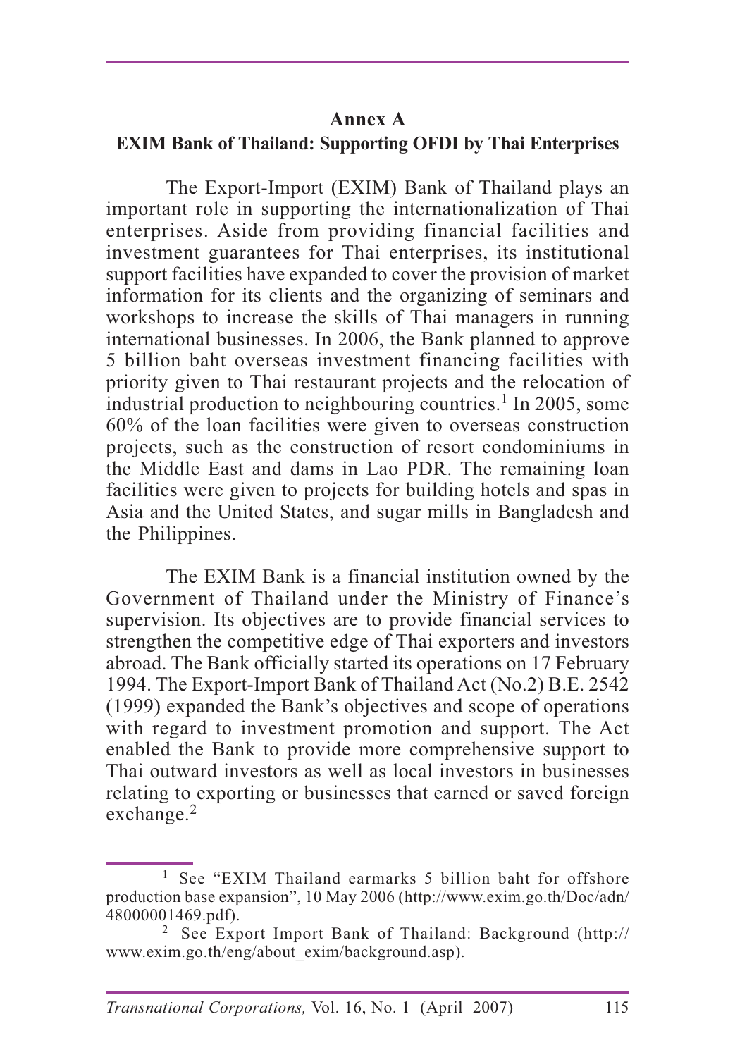# Annex A

## EXIM Bank of Thailand: Supporting OFDI by Thai Enterprises

The Export-Import (EXIM) Bank of Thailand plays an important role in supporting the internationalization of Thai enterprises. Aside from providing financial facilities and investment guarantees for Thai enterprises, its institutional support facilities have expanded to cover the provision of market information for its clients and the organizing of seminars and workshops to increase the skills of Thai managers in running international businesses. In 2006, the Bank planned to approve 5 billion baht overseas investment financing facilities with priority given to Thai restaurant projects and the relocation of industrial production to neighbouring countries.[1] In 2005, some 60% of the loan facilities were given to overseas construction projects, such as the construction of resort condominiums in the Middle East and dams in Lao PDR. The remaining loan facilities were given to projects for building hotels and spas in Asia and the United States, and sugar mills in Bangladesh and the Philippines.

The EXIM Bank is a financial institution owned by the Government of Thailand under the Ministry of Finance's supervision. Its objectives are to provide financial services to strengthen the competitive edge of Thai exporters and investors abroad. The Bank officially started its operations on 17 February 1994. The Export-Import Bank of Thailand Act (No.2) B.E. 2542 (1999) expanded the Bank's objectives and scope of operations with regard to investment promotion and support. The Act enabled the Bank to provide more comprehensive support to Thai outward investors as well as local investors in businesses relating to exporting or businesses that earned or saved foreign exchange.[2]

---

[1] See "EXIM Thailand earmarks 5 billion baht for offshore production base expansion", 10 May 2006 (http://www.exim.go.th/Doc/adn/48000001469.pdf).

[2] See Export Import Bank of Thailand: Background (http://www.exim.go.th/eng/about_exim/background.asp).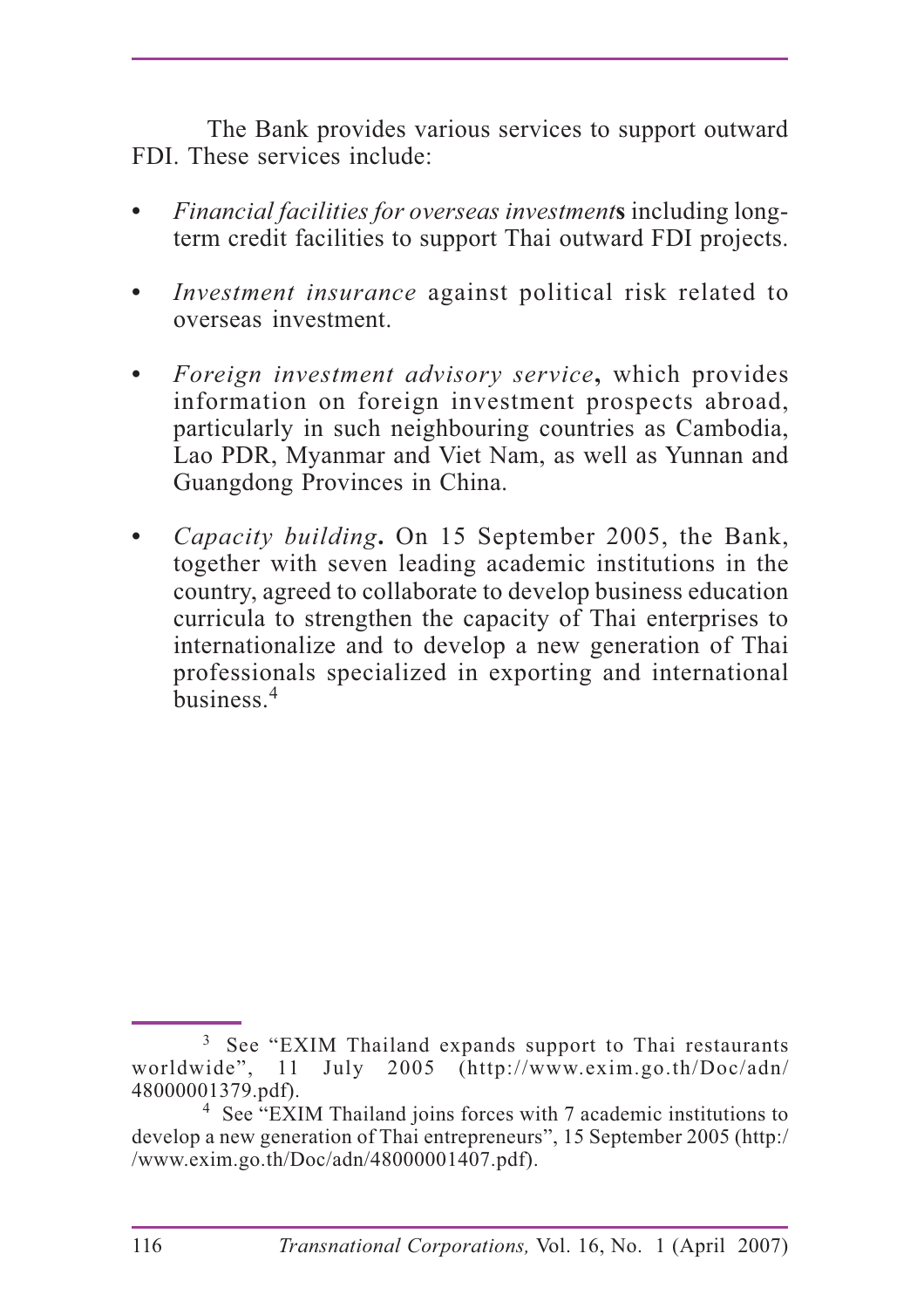The Bank provides various services to support outward FDI. These services include:

- *Financial facilities for overseas investment***s** including long-term credit facilities to support Thai outward FDI projects.
- *Investment insurance* against political risk related to overseas investment.
- *Foreign investment advisory service***,** which provides information on foreign investment prospects abroad, particularly in such neighbouring countries as Cambodia, Lao PDR, Myanmar and Viet Nam, as well as Yunnan and Guangdong Provinces in China.
- *Capacity building***.** On 15 September 2005, the Bank, together with seven leading academic institutions in the country, agreed to collaborate to develop business education curricula to strengthen the capacity of Thai enterprises to internationalize and to develop a new generation of Thai professionals specialized in exporting and international business.[4]

---

[3] See "EXIM Thailand expands support to Thai restaurants worldwide", 11 July 2005 (http://www.exim.go.th/Doc/adn/48000001379.pdf).

[4] See "EXIM Thailand joins forces with 7 academic institutions to develop a new generation of Thai entrepreneurs", 15 September 2005 (http://www.exim.go.th/Doc/adn/48000001407.pdf).